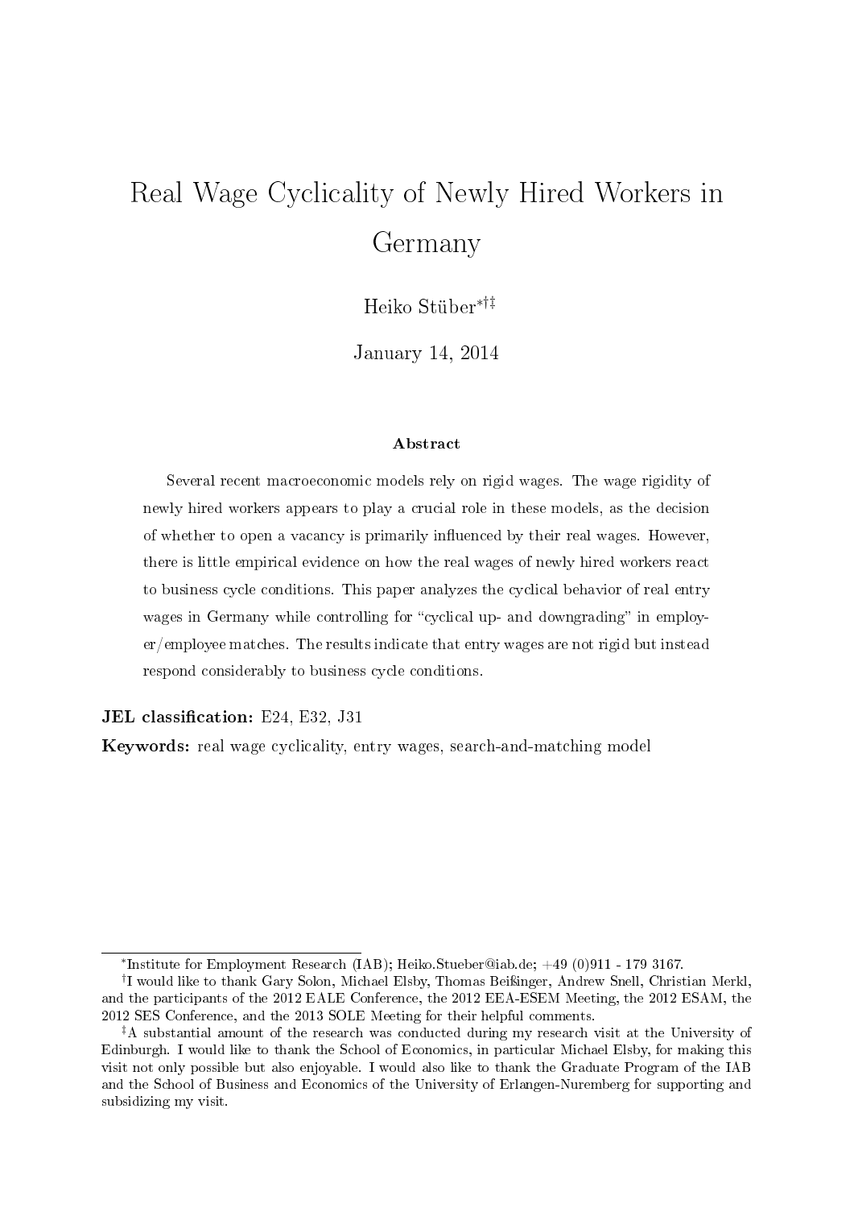# Real Wage Cyclicality of Newly Hired Workers in Germany

Heiko Stüber[*,†,‡]

January 14, 2014

### Abstract

Several recent macroeconomic models rely on rigid wages. The wage rigidity of newly hired workers appears to play a crucial role in these models, as the decision of whether to open a vacancy is primarily influenced by their real wages. However, there is little empirical evidence on how the real wages of newly hired workers react to business cycle conditions. This paper analyzes the cyclical behavior of real entry wages in Germany while controlling for "cyclical up- and downgrading" in employer/employee matches. The results indicate that entry wages are not rigid but instead respond considerably to business cycle conditions.

**JEL classification:** E24, E32, J31

**Keywords:** real wage cyclicality, entry wages, search-and-matching model

---

[*] Institute for Employment Research (IAB); Heiko.Stueber@iab.de; +49 (0)911 - 179 3167.

[†] I would like to thank Gary Solon, Michael Elsby, Thomas Beißinger, Andrew Snell, Christian Merkl, and the participants of the 2012 EALE Conference, the 2012 EEA-ESEM Meeting, the 2012 ESAM, the 2012 SES Conference, and the 2013 SOLE Meeting for their helpful comments.

[‡] A substantial amount of the research was conducted during my research visit at the University of Edinburgh. I would like to thank the School of Economics, in particular Michael Elsby, for making this visit not only possible but also enjoyable. I would also like to thank the Graduate Program of the IAB and the School of Business and Economics of the University of Erlangen-Nuremberg for supporting and subsidizing my visit.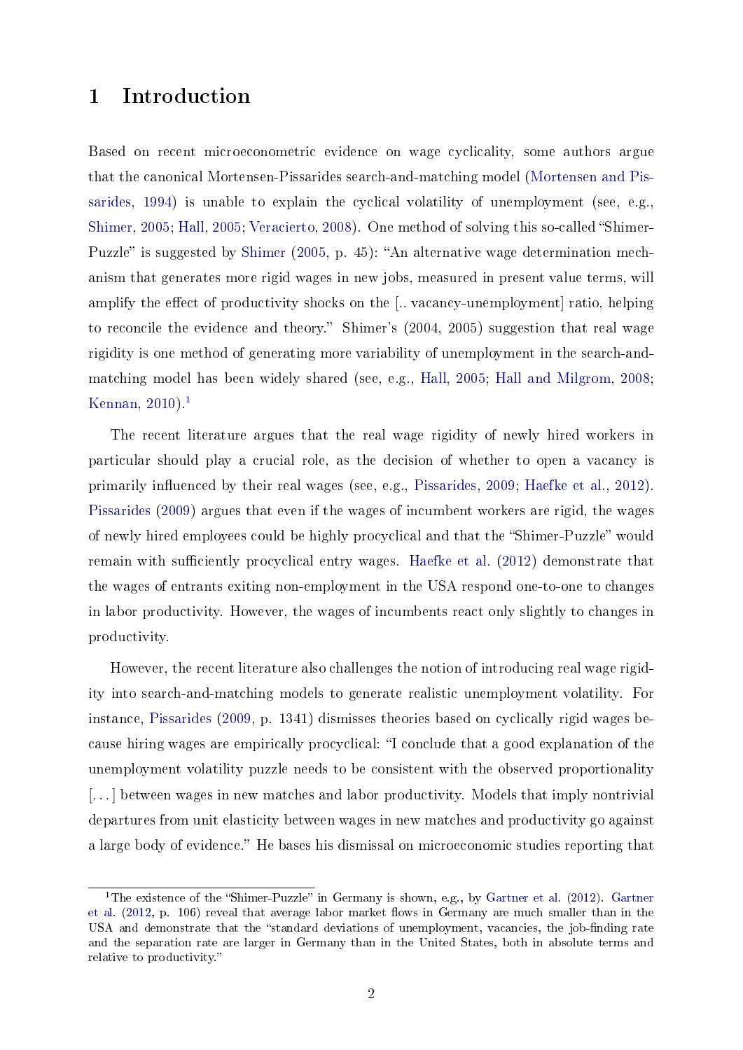# 1 Introduction

Based on recent microeconometric evidence on wage cyclicality, some authors argue that the canonical Mortensen-Pissarides search-and-matching model (Mortensen and Pissarides, 1994) is unable to explain the cyclical volatility of unemployment (see, e.g., Shimer, 2005; Hall, 2005; Veracierto, 2008). One method of solving this so-called "Shimer-Puzzle" is suggested by Shimer (2005, p. 45): "An alternative wage determination mechanism that generates more rigid wages in new jobs, measured in present value terms, will amplify the effect of productivity shocks on the [.. vacancy-unemployment] ratio, helping to reconcile the evidence and theory." Shimer's (2004, 2005) suggestion that real wage rigidity is one method of generating more variability of unemployment in the search-and-matching model has been widely shared (see, e.g., Hall, 2005; Hall and Milgrom, 2008; Kennan, 2010).[1]

The recent literature argues that the real wage rigidity of newly hired workers in particular should play a crucial role, as the decision of whether to open a vacancy is primarily influenced by their real wages (see, e.g., Pissarides, 2009; Haefke et al., 2012). Pissarides (2009) argues that even if the wages of incumbent workers are rigid, the wages of newly hired employees could be highly procyclical and that the "Shimer-Puzzle" would remain with sufficiently procyclical entry wages. Haefke et al. (2012) demonstrate that the wages of entrants exiting non-employment in the USA respond one-to-one to changes in labor productivity. However, the wages of incumbents react only slightly to changes in productivity.

However, the recent literature also challenges the notion of introducing real wage rigidity into search-and-matching models to generate realistic unemployment volatility. For instance, Pissarides (2009, p. 1341) dismisses theories based on cyclically rigid wages because hiring wages are empirically procyclical: "I conclude that a good explanation of the unemployment volatility puzzle needs to be consistent with the observed proportionality [...] between wages in new matches and labor productivity. Models that imply nontrivial departures from unit elasticity between wages in new matches and productivity go against a large body of evidence." He bases his dismissal on microeconomic studies reporting that

[1] The existence of the "Shimer-Puzzle" in Germany is shown, e.g., by Gartner et al. (2012). Gartner et al. (2012, p. 106) reveal that average labor market flows in Germany are much smaller than in the USA and demonstrate that the "standard deviations of unemployment, vacancies, the job-finding rate and the separation rate are larger in Germany than in the United States, both in absolute terms and relative to productivity."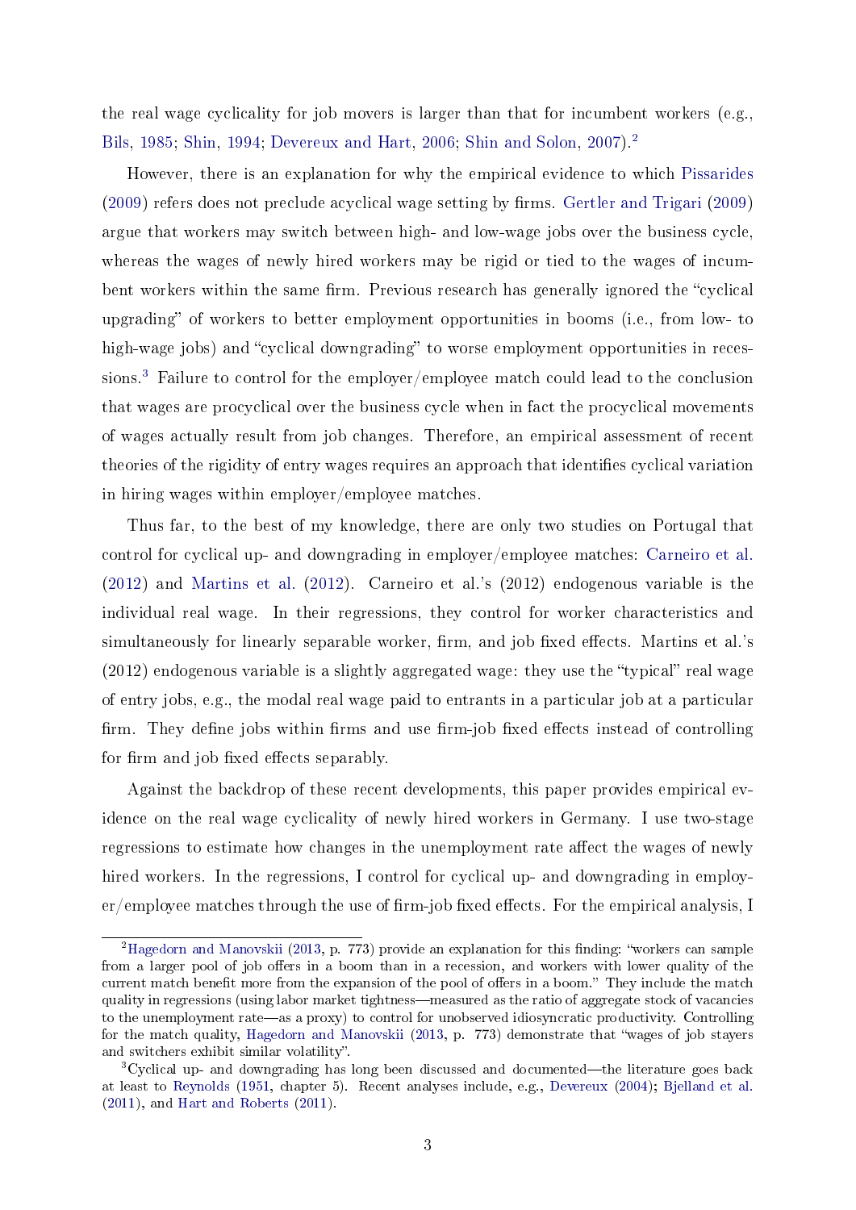the real wage cyclicality for job movers is larger than that for incumbent workers (e.g., Bils, 1985; Shin, 1994; Devereux and Hart, 2006; Shin and Solon, 2007).[2]

However, there is an explanation for why the empirical evidence to which Pissarides (2009) refers does not preclude acyclical wage setting by firms. Gertler and Trigari (2009) argue that workers may switch between high- and low-wage jobs over the business cycle, whereas the wages of newly hired workers may be rigid or tied to the wages of incumbent workers within the same firm. Previous research has generally ignored the "cyclical upgrading" of workers to better employment opportunities in booms (i.e., from low- to high-wage jobs) and "cyclical downgrading" to worse employment opportunities in recessions.[3] Failure to control for the employer/employee match could lead to the conclusion that wages are procyclical over the business cycle when in fact the procyclical movements of wages actually result from job changes. Therefore, an empirical assessment of recent theories of the rigidity of entry wages requires an approach that identifies cyclical variation in hiring wages within employer/employee matches.

Thus far, to the best of my knowledge, there are only two studies on Portugal that control for cyclical up- and downgrading in employer/employee matches: Carneiro et al. (2012) and Martins et al. (2012). Carneiro et al.'s (2012) endogenous variable is the individual real wage. In their regressions, they control for worker characteristics and simultaneously for linearly separable worker, firm, and job fixed effects. Martins et al.'s (2012) endogenous variable is a slightly aggregated wage: they use the "typical" real wage of entry jobs, e.g., the modal real wage paid to entrants in a particular job at a particular firm. They define jobs within firms and use firm-job fixed effects instead of controlling for firm and job fixed effects separably.

Against the backdrop of these recent developments, this paper provides empirical evidence on the real wage cyclicality of newly hired workers in Germany. I use two-stage regressions to estimate how changes in the unemployment rate affect the wages of newly hired workers. In the regressions, I control for cyclical up- and downgrading in employer/employee matches through the use of firm-job fixed effects. For the empirical analysis, I

[2] Hagedorn and Manovskii (2013, p. 773) provide an explanation for this finding: "workers can sample from a larger pool of job offers in a boom than in a recession, and workers with lower quality of the current match benefit more from the expansion of the pool of offers in a boom." They include the match quality in regressions (using labor market tightness—measured as the ratio of aggregate stock of vacancies to the unemployment rate—as a proxy) to control for unobserved idiosyncratic productivity. Controlling for the match quality, Hagedorn and Manovskii (2013, p. 773) demonstrate that "wages of job stayers and switchers exhibit similar volatility".

[3] Cyclical up- and downgrading has long been discussed and documented—the literature goes back at least to Reynolds (1951, chapter 5). Recent analyses include, e.g., Devereux (2004); Bjelland et al. (2011), and Hart and Roberts (2011).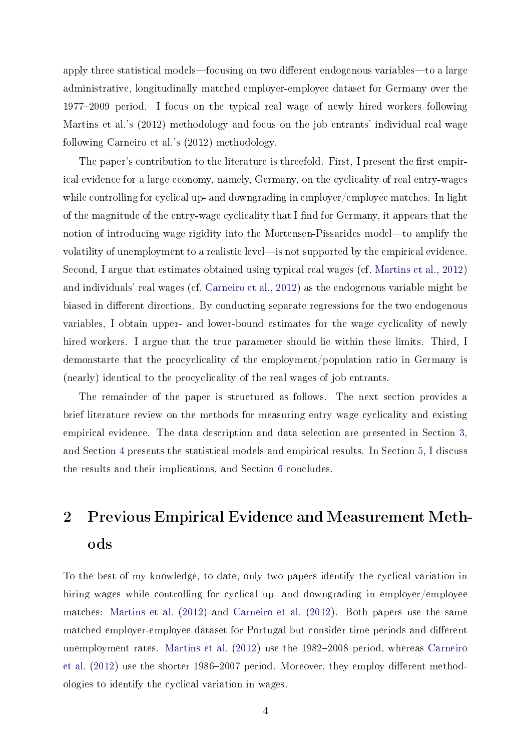apply three statistical models—focusing on two different endogenous variables—to a large administrative, longitudinally matched employer-employee dataset for Germany over the 1977–2009 period. I focus on the typical real wage of newly hired workers following Martins et al.'s (2012) methodology and focus on the job entrants' individual real wage following Carneiro et al.'s (2012) methodology.

The paper's contribution to the literature is threefold. First, I present the first empirical evidence for a large economy, namely, Germany, on the cyclicality of real entry-wages while controlling for cyclical up- and downgrading in employer/employee matches. In light of the magnitude of the entry-wage cyclicality that I find for Germany, it appears that the notion of introducing wage rigidity into the Mortensen-Pissarides model—to amplify the volatility of unemployment to a realistic level—is not supported by the empirical evidence. Second, I argue that estimates obtained using typical real wages (cf. Martins et al., 2012) and individuals' real wages (cf. Carneiro et al., 2012) as the endogenous variable might be biased in different directions. By conducting separate regressions for the two endogenous variables, I obtain upper- and lower-bound estimates for the wage cyclicality of newly hired workers. I argue that the true parameter should lie within these limits. Third, I demonstarte that the procyclicality of the employment/population ratio in Germany is (nearly) identical to the procyclicality of the real wages of job entrants.

The remainder of the paper is structured as follows. The next section provides a brief literature review on the methods for measuring entry wage cyclicality and existing empirical evidence. The data description and data selection are presented in Section 3, and Section 4 presents the statistical models and empirical results. In Section 5, I discuss the results and their implications, and Section 6 concludes.

## 2 Previous Empirical Evidence and Measurement Methods

To the best of my knowledge, to date, only two papers identify the cyclical variation in hiring wages while controlling for cyclical up- and downgrading in employer/employee matches: Martins et al. (2012) and Carneiro et al. (2012). Both papers use the same matched employer-employee dataset for Portugal but consider time periods and different unemployment rates. Martins et al. (2012) use the 1982–2008 period, whereas Carneiro et al. (2012) use the shorter 1986–2007 period. Moreover, they employ different methodologies to identify the cyclical variation in wages.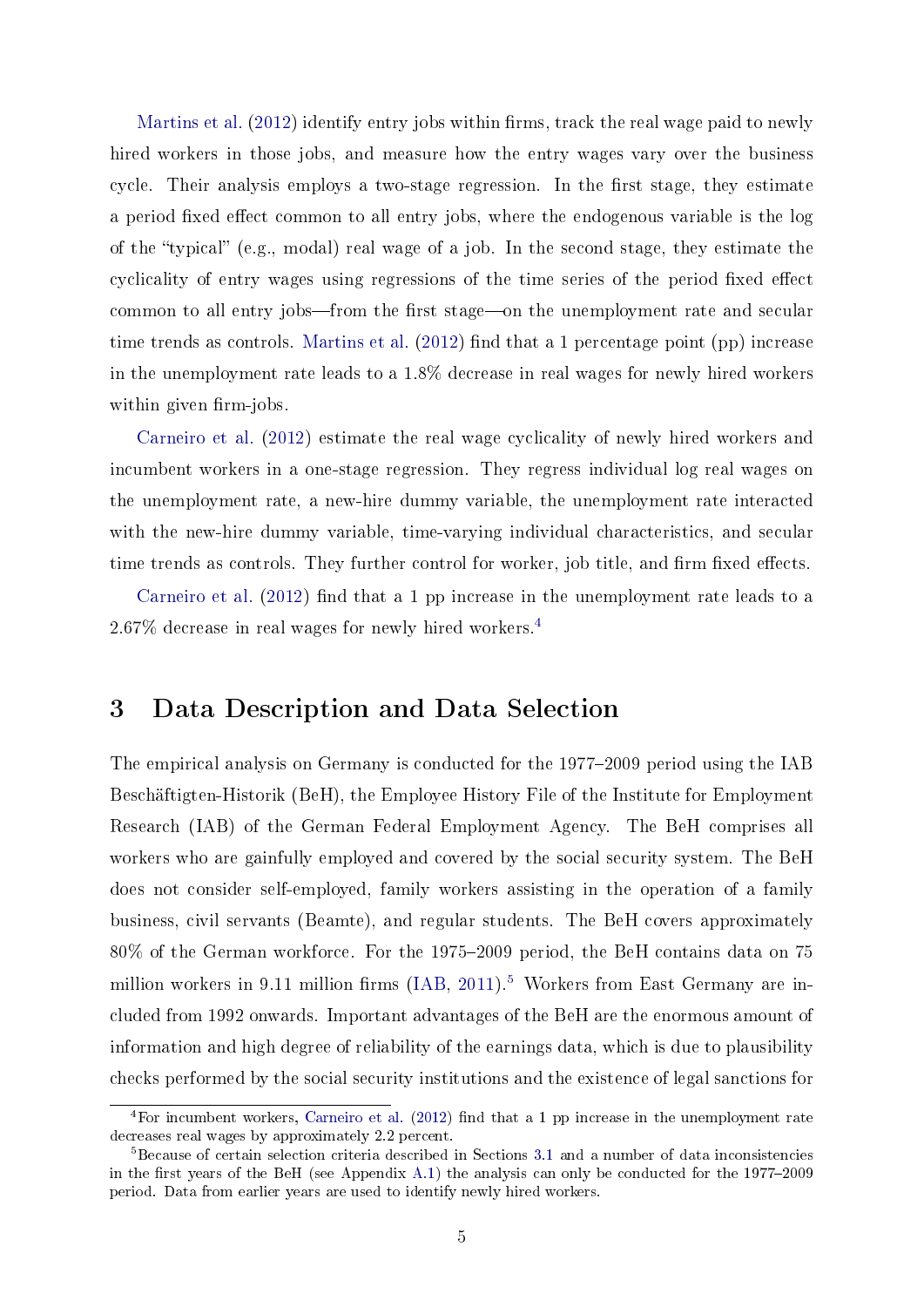Martins et al. (2012) identify entry jobs within firms, track the real wage paid to newly hired workers in those jobs, and measure how the entry wages vary over the business cycle. Their analysis employs a two-stage regression. In the first stage, they estimate a period fixed effect common to all entry jobs, where the endogenous variable is the log of the "typical" (e.g., modal) real wage of a job. In the second stage, they estimate the cyclicality of entry wages using regressions of the time series of the period fixed effect common to all entry jobs—from the first stage—on the unemployment rate and secular time trends as controls. Martins et al. (2012) find that a 1 percentage point (pp) increase in the unemployment rate leads to a 1.8% decrease in real wages for newly hired workers within given firm-jobs.

Carneiro et al. (2012) estimate the real wage cyclicality of newly hired workers and incumbent workers in a one-stage regression. They regress individual log real wages on the unemployment rate, a new-hire dummy variable, the unemployment rate interacted with the new-hire dummy variable, time-varying individual characteristics, and secular time trends as controls. They further control for worker, job title, and firm fixed effects.

Carneiro et al. (2012) find that a 1 pp increase in the unemployment rate leads to a 2.67% decrease in real wages for newly hired workers.[4]

# 3 Data Description and Data Selection

The empirical analysis on Germany is conducted for the 1977–2009 period using the IAB Beschäftigten-Historik (BeH), the Employee History File of the Institute for Employment Research (IAB) of the German Federal Employment Agency. The BeH comprises all workers who are gainfully employed and covered by the social security system. The BeH does not consider self-employed, family workers assisting in the operation of a family business, civil servants (Beamte), and regular students. The BeH covers approximately 80% of the German workforce. For the 1975–2009 period, the BeH contains data on 75 million workers in 9.11 million firms (IAB, 2011).[5] Workers from East Germany are included from 1992 onwards. Important advantages of the BeH are the enormous amount of information and high degree of reliability of the earnings data, which is due to plausibility checks performed by the social security institutions and the existence of legal sanctions for

[4] For incumbent workers, Carneiro et al. (2012) find that a 1 pp increase in the unemployment rate decreases real wages by approximately 2.2 percent.

[5] Because of certain selection criteria described in Sections 3.1 and a number of data inconsistencies in the first years of the BeH (see Appendix A.1) the analysis can only be conducted for the 1977–2009 period. Data from earlier years are used to identify newly hired workers.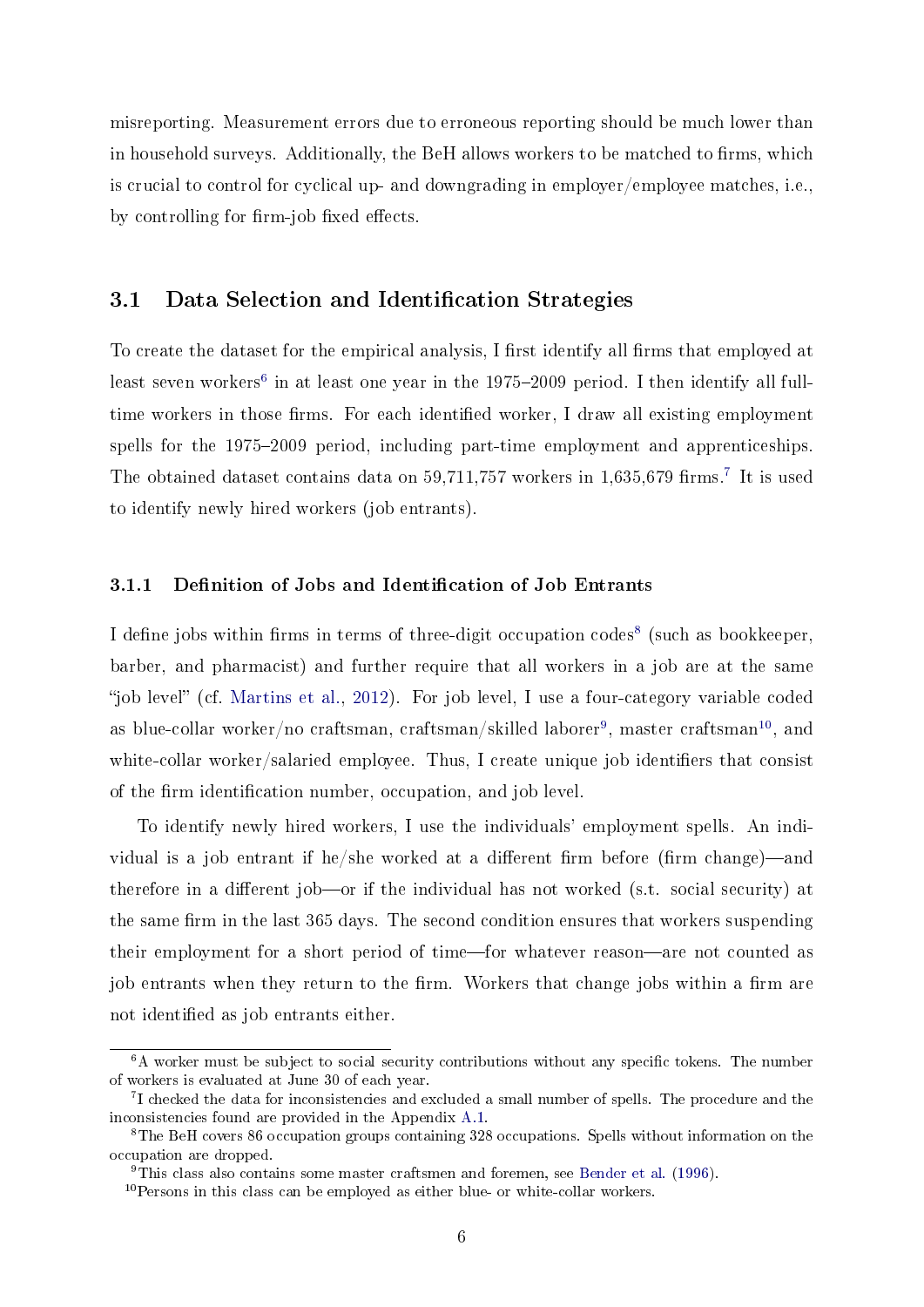misreporting. Measurement errors due to erroneous reporting should be much lower than in household surveys. Additionally, the BeH allows workers to be matched to firms, which is crucial to control for cyclical up- and downgrading in employer/employee matches, i.e., by controlling for firm-job fixed effects.

## 3.1 Data Selection and Identification Strategies

To create the dataset for the empirical analysis, I first identify all firms that employed at least seven workers[6] in at least one year in the 1975–2009 period. I then identify all full-time workers in those firms. For each identified worker, I draw all existing employment spells for the 1975–2009 period, including part-time employment and apprenticeships. The obtained dataset contains data on 59,711,757 workers in 1,635,679 firms.[7] It is used to identify newly hired workers (job entrants).

### 3.1.1 Definition of Jobs and Identification of Job Entrants

I define jobs within firms in terms of three-digit occupation codes[8] (such as bookkeeper, barber, and pharmacist) and further require that all workers in a job are at the same "job level" (cf. Martins et al., 2012). For job level, I use a four-category variable coded as blue-collar worker/no craftsman, craftsman/skilled laborer[9], master craftsman[10], and white-collar worker/salaried employee. Thus, I create unique job identifiers that consist of the firm identification number, occupation, and job level.

To identify newly hired workers, I use the individuals' employment spells. An individual is a job entrant if he/she worked at a different firm before (firm change)—and therefore in a different job—or if the individual has not worked (s.t. social security) at the same firm in the last 365 days. The second condition ensures that workers suspending their employment for a short period of time—for whatever reason—are not counted as job entrants when they return to the firm. Workers that change jobs within a firm are not identified as job entrants either.

---

[6] A worker must be subject to social security contributions without any specific tokens. The number of workers is evaluated at June 30 of each year.

[7] I checked the data for inconsistencies and excluded a small number of spells. The procedure and the inconsistencies found are provided in the Appendix A.1.

[8] The BeH covers 86 occupation groups containing 328 occupations. Spells without information on the occupation are dropped.

[9] This class also contains some master craftsmen and foremen, see Bender et al. (1996).

[10] Persons in this class can be employed as either blue- or white-collar workers.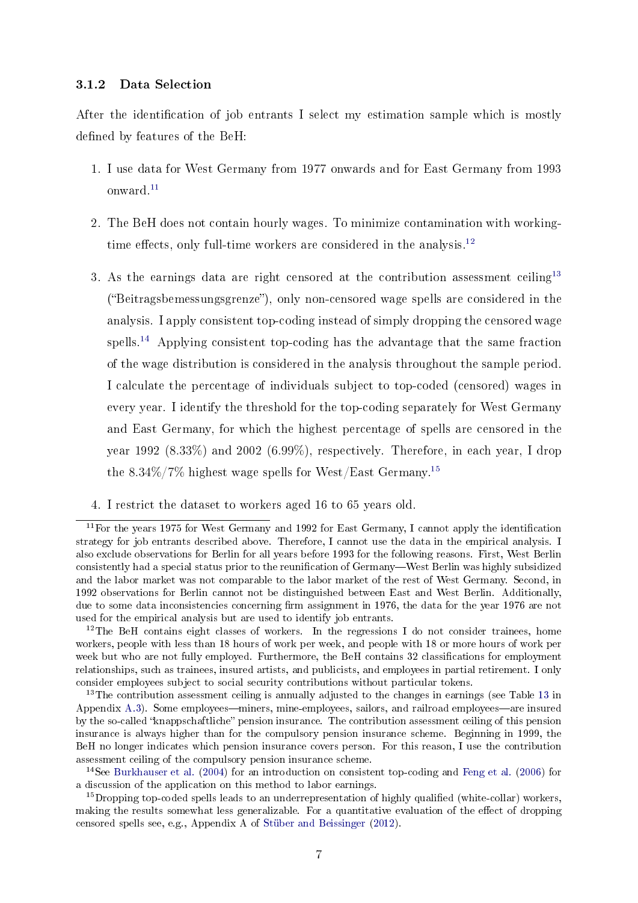### 3.1.2 Data Selection

After the identification of job entrants I select my estimation sample which is mostly defined by features of the BeH:

1. I use data for West Germany from 1977 onwards and for East Germany from 1993 onward.[11]

2. The BeH does not contain hourly wages. To minimize contamination with working-time effects, only full-time workers are considered in the analysis.[12]

3. As the earnings data are right censored at the contribution assessment ceiling[13] ("Beitragsbemessungsgrenze"), only non-censored wage spells are considered in the analysis. I apply consistent top-coding instead of simply dropping the censored wage spells.[14] Applying consistent top-coding has the advantage that the same fraction of the wage distribution is considered in the analysis throughout the sample period. I calculate the percentage of individuals subject to top-coded (censored) wages in every year. I identify the threshold for the top-coding separately for West Germany and East Germany, for which the highest percentage of spells are censored in the year 1992 (8.33%) and 2002 (6.99%), respectively. Therefore, in each year, I drop the 8.34%/7% highest wage spells for West/East Germany.[15]

4. I restrict the dataset to workers aged 16 to 65 years old.

---

[11] For the years 1975 for West Germany and 1992 for East Germany, I cannot apply the identification strategy for job entrants described above. Therefore, I cannot use the data in the empirical analysis. I also exclude observations for Berlin for all years before 1993 for the following reasons. First, West Berlin consistently had a special status prior to the reunification of Germany—West Berlin was highly subsidized and the labor market was not comparable to the labor market of the rest of West Germany. Second, in 1992 observations for Berlin cannot not be distinguished between East and West Berlin. Additionally, due to some data inconsistencies concerning firm assignment in 1976, the data for the year 1976 are not used for the empirical analysis but are used to identify job entrants.

[12] The BeH contains eight classes of workers. In the regressions I do not consider trainees, home workers, people with less than 18 hours of work per week, and people with 18 or more hours of work per week but who are not fully employed. Furthermore, the BeH contains 32 classifications for employment relationships, such as trainees, insured artists, and publicists, and employees in partial retirement. I only consider employees subject to social security contributions without particular tokens.

[13] The contribution assessment ceiling is annually adjusted to the changes in earnings (see Table 13 in Appendix A.3). Some employees—miners, mine-employees, sailors, and railroad employees—are insured by the so-called "knappschaftliche" pension insurance. The contribution assessment ceiling of this pension insurance is always higher than for the compulsory pension insurance scheme. Beginning in 1999, the BeH no longer indicates which pension insurance covers person. For this reason, I use the contribution assessment ceiling of the compulsory pension insurance scheme.

[14] See Burkhauser et al. (2004) for an introduction on consistent top-coding and Feng et al. (2006) for a discussion of the application on this method to labor earnings.

[15] Dropping top-coded spells leads to an underrepresentation of highly qualified (white-collar) workers, making the results somewhat less generalizable. For a quantitative evaluation of the effect of dropping censored spells see, e.g., Appendix A of Stüber and Beissinger (2012).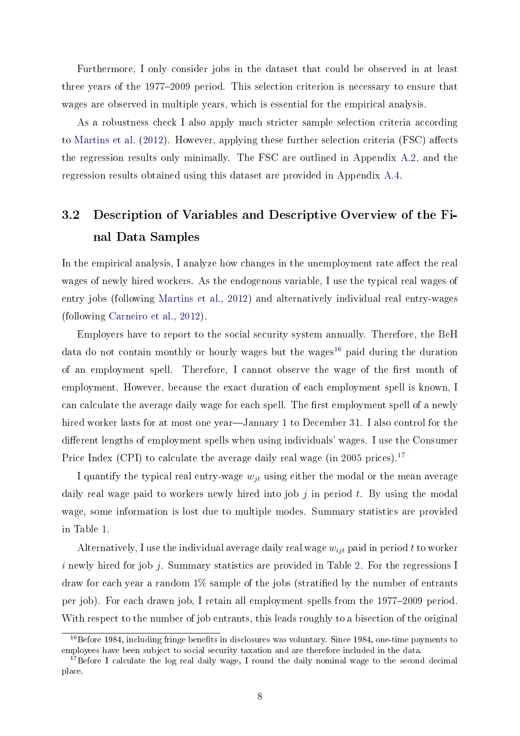Furthermore, I only consider jobs in the dataset that could be observed in at least three years of the 1977–2009 period. This selection criterion is necessary to ensure that wages are observed in multiple years, which is essential for the empirical analysis.

As a robustness check I also apply much stricter sample selection criteria according to Martins et al. (2012). However, applying these further selection criteria (FSC) affects the regression results only minimally. The FSC are outlined in Appendix A.2, and the regression results obtained using this dataset are provided in Appendix A.4.

## 3.2 Description of Variables and Descriptive Overview of the Final Data Samples

In the empirical analysis, I analyze how changes in the unemployment rate affect the real wages of newly hired workers. As the endogenous variable, I use the typical real wages of entry jobs (following Martins et al., 2012) and alternatively individual real entry-wages (following Carneiro et al., 2012).

Employers have to report to the social security system annually. Therefore, the BeH data do not contain monthly or hourly wages but the wages[16] paid during the duration of an employment spell. Therefore, I cannot observe the wage of the first month of employment. However, because the exact duration of each employment spell is known, I can calculate the average daily wage for each spell. The first employment spell of a newly hired worker lasts for at most one year—January 1 to December 31. I also control for the different lengths of employment spells when using individuals' wages. I use the Consumer Price Index (CPI) to calculate the average daily real wage (in 2005 prices).[17]

I quantify the typical real entry-wage $w_{jt}$ using either the modal or the mean average daily real wage paid to workers newly hired into job $j$ in period $t$. By using the modal wage, some information is lost due to multiple modes. Summary statistics are provided in Table 1.

Alternatively, I use the individual average daily real wage $w_{ijt}$ paid in period $t$ to worker $i$ newly hired for job $j$. Summary statistics are provided in Table 2. For the regressions I draw for each year a random 1% sample of the jobs (stratified by the number of entrants per job). For each drawn job, I retain all employment spells from the 1977–2009 period. With respect to the number of job entrants, this leads roughly to a bisection of the original

[16] Before 1984, including fringe benefits in disclosures was voluntary. Since 1984, one-time payments to employees have been subject to social security taxation and are therefore included in the data.

[17] Before I calculate the log real daily wage, I round the daily nominal wage to the second decimal place.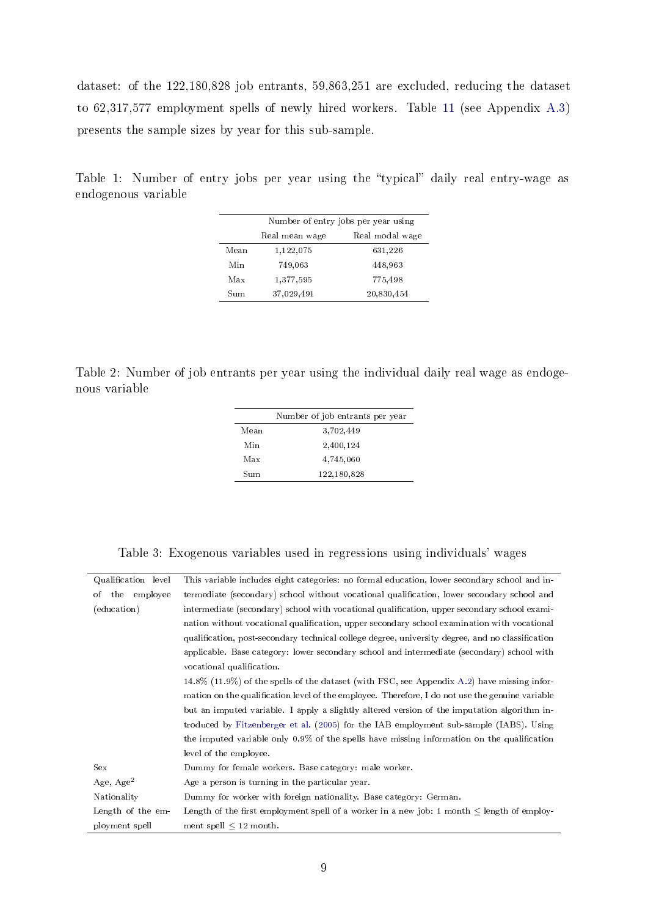dataset: of the 122,180,828 job entrants, 59,863,251 are excluded, reducing the dataset to 62,317,577 employment spells of newly hired workers. Table 11 (see Appendix A.3) presents the sample sizes by year for this sub-sample.

Table 1: Number of entry jobs per year using the "typical" daily real entry-wage as endogenous variable

| | Number of entry jobs per year using | |
|---|---|---|
| | Real mean wage | Real modal wage |
| Mean | 1,122,075 | 631,226 |
| Min | 749,063 | 448,963 |
| Max | 1,377,595 | 775,498 |
| Sum | 37,029,491 | 20,830,454 |

Table 2: Number of job entrants per year using the individual daily real wage as endogenous variable

| | Number of job entrants per year |
|---|---|
| Mean | 3,702,449 |
| Min | 2,400,124 |
| Max | 4,745,060 |
| Sum | 122,180,828 |

Table 3: Exogenous variables used in regressions using individuals' wages

| | |
|---|---|
| Qualification level of the employee (education) | This variable includes eight categories: no formal education, lower secondary school and intermediate (secondary) school without vocational qualification, lower secondary school and intermediate (secondary) school with vocational qualification, upper secondary school examination without vocational qualification, upper secondary school examination with vocational qualification, post-secondary technical college degree, university degree, and no classification applicable. Base category: lower secondary school and intermediate (secondary) school with vocational qualification. 14.8% (11.9%) of the spells of the dataset (with FSC, see Appendix A.2) have missing information on the qualification level of the employee. Therefore, I do not use the genuine variable but an imputed variable. I apply a slightly altered version of the imputation algorithm introduced by Fitzenberger et al. (2005) for the IAB employment sub-sample (IABS). Using the imputed variable only 0.9% of the spells have missing information on the qualification level of the employee. |
| Sex | Dummy for female workers. Base category: male worker. |
| Age, Age$^2$ | Age a person is turning in the particular year. |
| Nationality | Dummy for worker with foreign nationality. Base category: German. |
| Length of the employment spell | Length of the first employment spell of a worker in a new job: 1 month $\leq$ length of employment spell $\leq$ 12 month. |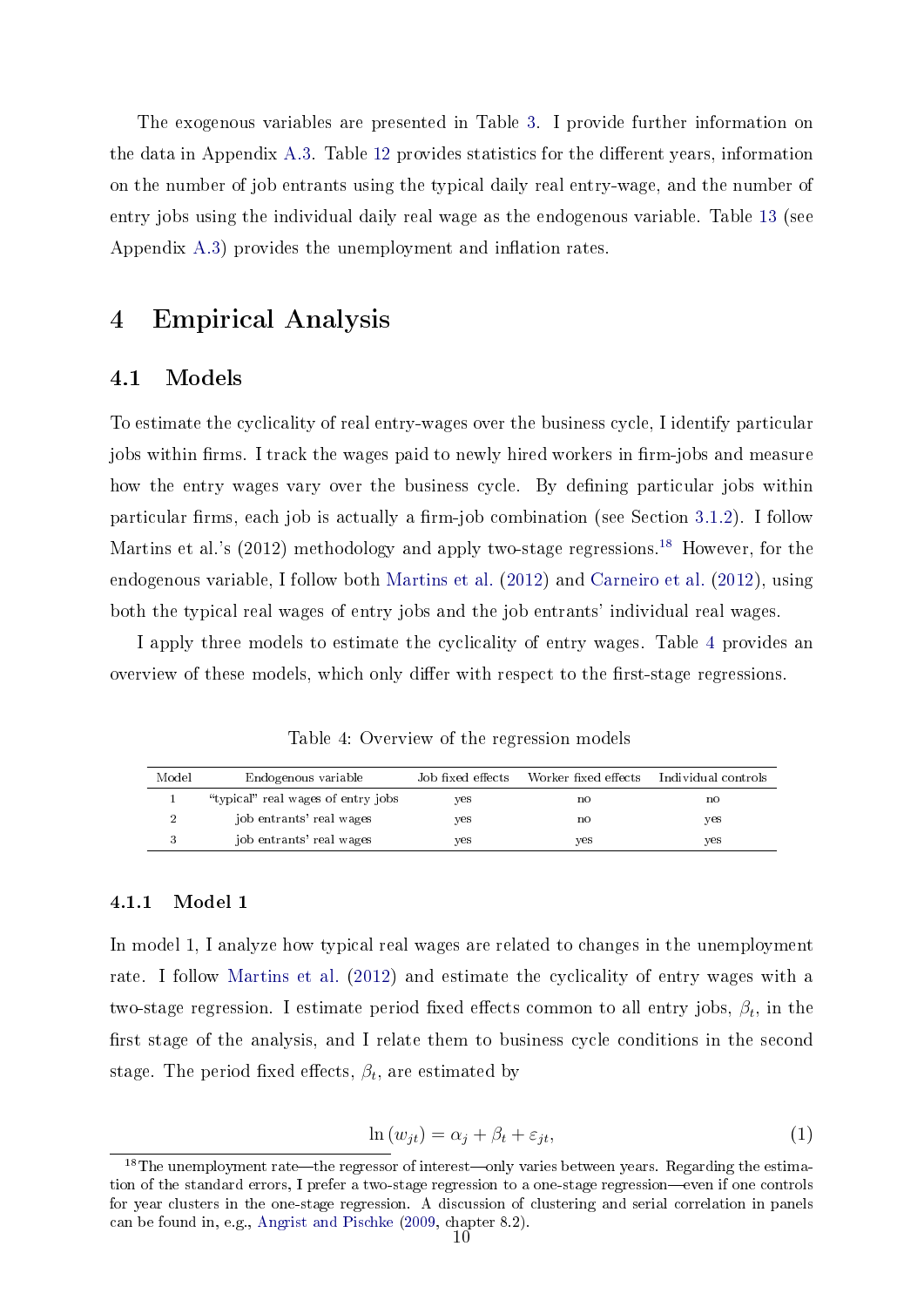The exogenous variables are presented in Table 3. I provide further information on the data in Appendix A.3. Table 12 provides statistics for the different years, information on the number of job entrants using the typical daily real entry-wage, and the number of entry jobs using the individual daily real wage as the endogenous variable. Table 13 (see Appendix A.3) provides the unemployment and inflation rates.

# 4 Empirical Analysis

## 4.1 Models

To estimate the cyclicality of real entry-wages over the business cycle, I identify particular jobs within firms. I track the wages paid to newly hired workers in firm-jobs and measure how the entry wages vary over the business cycle. By defining particular jobs within particular firms, each job is actually a firm-job combination (see Section 3.1.2). I follow Martins et al.'s (2012) methodology and apply two-stage regressions.[18] However, for the endogenous variable, I follow both Martins et al. (2012) and Carneiro et al. (2012), using both the typical real wages of entry jobs and the job entrants' individual real wages.

I apply three models to estimate the cyclicality of entry wages. Table 4 provides an overview of these models, which only differ with respect to the first-stage regressions.

Table 4: Overview of the regression models

| Model | Endogenous variable | Job fixed effects | Worker fixed effects | Individual controls |
|---|---|---|---|---|
| 1 | "typical" real wages of entry jobs | yes | no | no |
| 2 | job entrants' real wages | yes | no | yes |
| 3 | job entrants' real wages | yes | yes | yes |

### 4.1.1 Model 1

In model 1, I analyze how typical real wages are related to changes in the unemployment rate. I follow Martins et al. (2012) and estimate the cyclicality of entry wages with a two-stage regression. I estimate period fixed effects common to all entry jobs, $\beta_t$, in the first stage of the analysis, and I relate them to business cycle conditions in the second stage. The period fixed effects, $\beta_t$, are estimated by

$$\ln(w_{jt}) = \alpha_j + \beta_t + \varepsilon_{jt}, \tag{1}$$

[18] The unemployment rate—the regressor of interest—only varies between years. Regarding the estimation of the standard errors, I prefer a two-stage regression to a one-stage regression—even if one controls for year clusters in the one-stage regression. A discussion of clustering and serial correlation in panels can be found in, e.g., Angrist and Pischke (2009, chapter 8.2).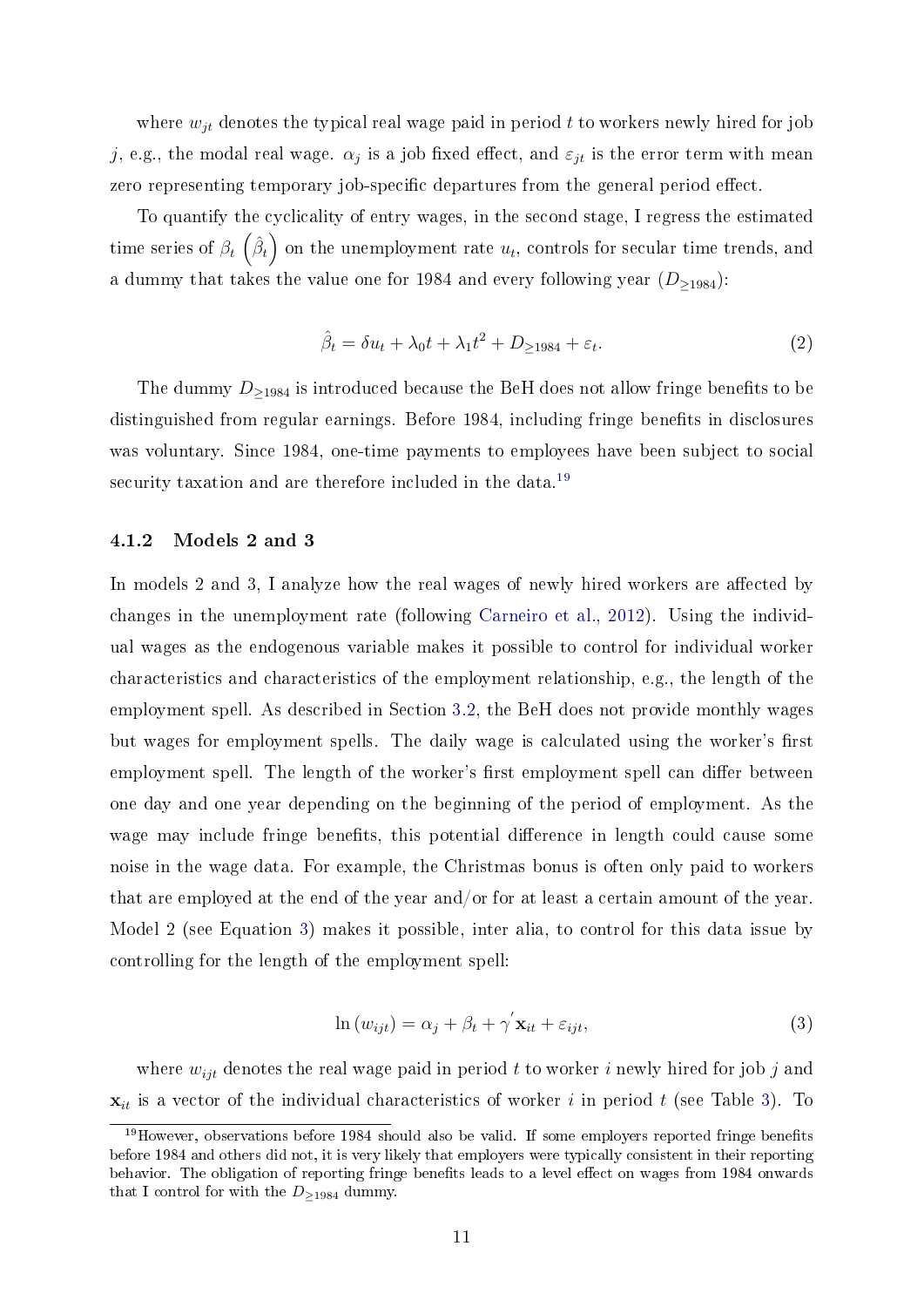where $w_{jt}$ denotes the typical real wage paid in period $t$ to workers newly hired for job $j$, e.g., the modal real wage. $\alpha_j$ is a job fixed effect, and $\varepsilon_{jt}$ is the error term with mean zero representing temporary job-specific departures from the general period effect.

To quantify the cyclicality of entry wages, in the second stage, I regress the estimated time series of $\beta_t$ $\left(\hat{\beta}_t\right)$ on the unemployment rate $u_t$, controls for secular time trends, and a dummy that takes the value one for 1984 and every following year ($D_{\geq 1984}$):

$$\hat{\beta}_t = \delta u_t + \lambda_0 t + \lambda_1 t^2 + D_{\geq 1984} + \varepsilon_t. \tag{2}$$

The dummy $D_{\geq 1984}$ is introduced because the BeH does not allow fringe benefits to be distinguished from regular earnings. Before 1984, including fringe benefits in disclosures was voluntary. Since 1984, one-time payments to employees have been subject to social security taxation and are therefore included in the data.[19]

### 4.1.2 Models 2 and 3

In models 2 and 3, I analyze how the real wages of newly hired workers are affected by changes in the unemployment rate (following Carneiro et al., 2012). Using the individual wages as the endogenous variable makes it possible to control for individual worker characteristics and characteristics of the employment relationship, e.g., the length of the employment spell. As described in Section 3.2, the BeH does not provide monthly wages but wages for employment spells. The daily wage is calculated using the worker's first employment spell. The length of the worker's first employment spell can differ between one day and one year depending on the beginning of the period of employment. As the wage may include fringe benefits, this potential difference in length could cause some noise in the wage data. For example, the Christmas bonus is often only paid to workers that are employed at the end of the year and/or for at least a certain amount of the year. Model 2 (see Equation 3) makes it possible, inter alia, to control for this data issue by controlling for the length of the employment spell:

$$\ln\left(w_{ijt}\right) = \alpha_j + \beta_t + \gamma' \mathbf{x}_{it} + \varepsilon_{ijt}, \tag{3}$$

where $w_{ijt}$ denotes the real wage paid in period $t$ to worker $i$ newly hired for job $j$ and $\mathbf{x}_{it}$ is a vector of the individual characteristics of worker $i$ in period $t$ (see Table 3). To

[19] However, observations before 1984 should also be valid. If some employers reported fringe benefits before 1984 and others did not, it is very likely that employers were typically consistent in their reporting behavior. The obligation of reporting fringe benefits leads to a level effect on wages from 1984 onwards that I control for with the $D_{\geq 1984}$ dummy.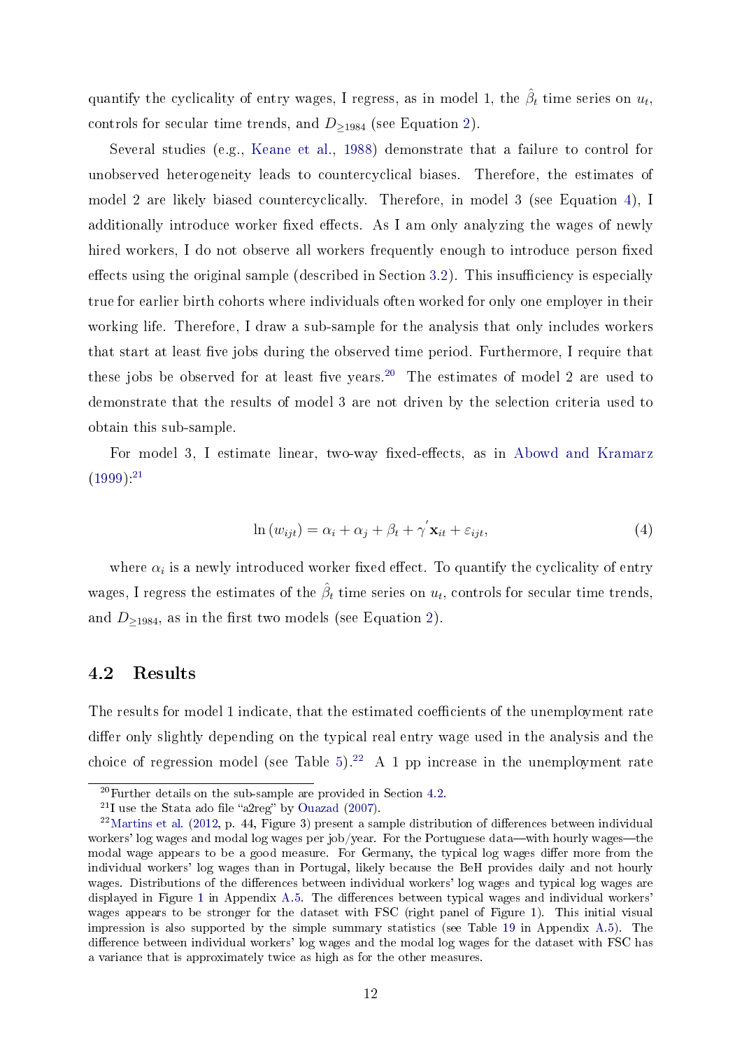quantify the cyclicality of entry wages, I regress, as in model 1, the $\hat{\beta}_t$ time series on $u_t$, controls for secular time trends, and $D_{\geq 1984}$ (see Equation 2).

Several studies (e.g., Keane et al., 1988) demonstrate that a failure to control for unobserved heterogeneity leads to countercyclical biases. Therefore, the estimates of model 2 are likely biased countercyclically. Therefore, in model 3 (see Equation 4), I additionally introduce worker fixed effects. As I am only analyzing the wages of newly hired workers, I do not observe all workers frequently enough to introduce person fixed effects using the original sample (described in Section 3.2). This insufficiency is especially true for earlier birth cohorts where individuals often worked for only one employer in their working life. Therefore, I draw a sub-sample for the analysis that only includes workers that start at least five jobs during the observed time period. Furthermore, I require that these jobs be observed for at least five years.[20] The estimates of model 2 are used to demonstrate that the results of model 3 are not driven by the selection criteria used to obtain this sub-sample.

For model 3, I estimate linear, two-way fixed-effects, as in Abowd and Kramarz (1999):[21]

$$\ln\left(w_{ijt}\right) = \alpha_i + \alpha_j + \beta_t + \gamma^{'}\mathbf{x}_{it} + \varepsilon_{ijt}, \tag{4}$$

where $\alpha_i$ is a newly introduced worker fixed effect. To quantify the cyclicality of entry wages, I regress the estimates of the $\hat{\beta}_t$ time series on $u_t$, controls for secular time trends, and $D_{\geq 1984}$, as in the first two models (see Equation 2).

## 4.2 Results

The results for model 1 indicate, that the estimated coefficients of the unemployment rate differ only slightly depending on the typical real entry wage used in the analysis and the choice of regression model (see Table 5).[22] A 1 pp increase in the unemployment rate

---

[20] Further details on the sub-sample are provided in Section 4.2.

[21] I use the Stata ado file "a2reg" by Ouazad (2007).

[22] Martins et al. (2012, p. 44, Figure 3) present a sample distribution of differences between individual workers' log wages and modal log wages per job/year. For the Portuguese data—with hourly wages—the modal wage appears to be a good measure. For Germany, the typical log wages differ more from the individual workers' log wages than in Portugal, likely because the BeH provides daily and not hourly wages. Distributions of the differences between individual workers' log wages and typical log wages are displayed in Figure 1 in Appendix A.5. The differences between typical wages and individual workers' wages appears to be stronger for the dataset with FSC (right panel of Figure 1). This initial visual impression is also supported by the simple summary statistics (see Table 19 in Appendix A.5). The difference between individual workers' log wages and the modal log wages for the dataset with FSC has a variance that is approximately twice as high as for the other measures.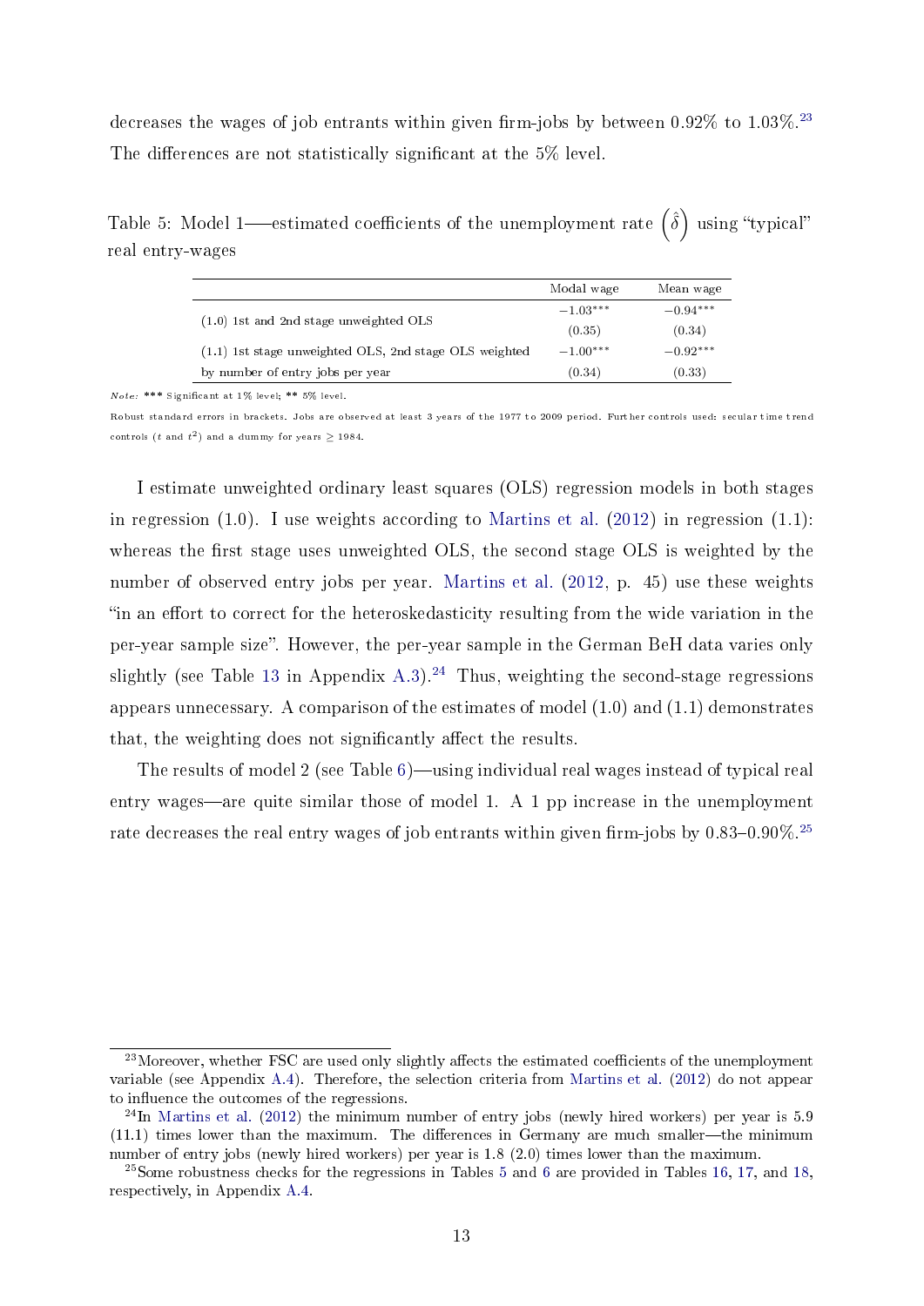decreases the wages of job entrants within given firm-jobs by between 0.92% to 1.03%.[23] The differences are not statistically significant at the 5% level.

Table 5: Model 1—estimated coefficients of the unemployment rate $\left(\hat{\delta}\right)$ using "typical" real entry-wages

| | Modal wage | Mean wage |
|---|---|---|
| (1.0) 1st and 2nd stage unweighted OLS | $-1.03^{***}$ | $-0.94^{***}$ |
| | (0.35) | (0.34) |
| (1.1) 1st stage unweighted OLS, 2nd stage OLS weighted | $-1.00^{***}$ | $-0.92^{***}$ |
| by number of entry jobs per year | (0.34) | (0.33) |

*Note:* *** Significant at 1% level; ** 5% level.

Robust standard errors in brackets. Jobs are observed at least 3 years of the 1977 to 2009 period. Further controls used: secular time trend controls ($t$ and $t^2$) and a dummy for years $\geq 1984$.

I estimate unweighted ordinary least squares (OLS) regression models in both stages in regression (1.0). I use weights according to Martins et al. (2012) in regression (1.1): whereas the first stage uses unweighted OLS, the second stage OLS is weighted by the number of observed entry jobs per year. Martins et al. (2012, p. 45) use these weights "in an effort to correct for the heteroskedasticity resulting from the wide variation in the per-year sample size". However, the per-year sample in the German BeH data varies only slightly (see Table 13 in Appendix A.3).[24] Thus, weighting the second-stage regressions appears unnecessary. A comparison of the estimates of model (1.0) and (1.1) demonstrates that, the weighting does not significantly affect the results.

The results of model 2 (see Table 6)—using individual real wages instead of typical real entry wages—are quite similar those of model 1. A 1 pp increase in the unemployment rate decreases the real entry wages of job entrants within given firm-jobs by 0.83–0.90%.[25]

[23] Moreover, whether FSC are used only slightly affects the estimated coefficients of the unemployment variable (see Appendix A.4). Therefore, the selection criteria from Martins et al. (2012) do not appear to influence the outcomes of the regressions.

[24] In Martins et al. (2012) the minimum number of entry jobs (newly hired workers) per year is 5.9 (11.1) times lower than the maximum. The differences in Germany are much smaller—the minimum number of entry jobs (newly hired workers) per year is 1.8 (2.0) times lower than the maximum.

[25] Some robustness checks for the regressions in Tables 5 and 6 are provided in Tables 16, 17, and 18, respectively, in Appendix A.4.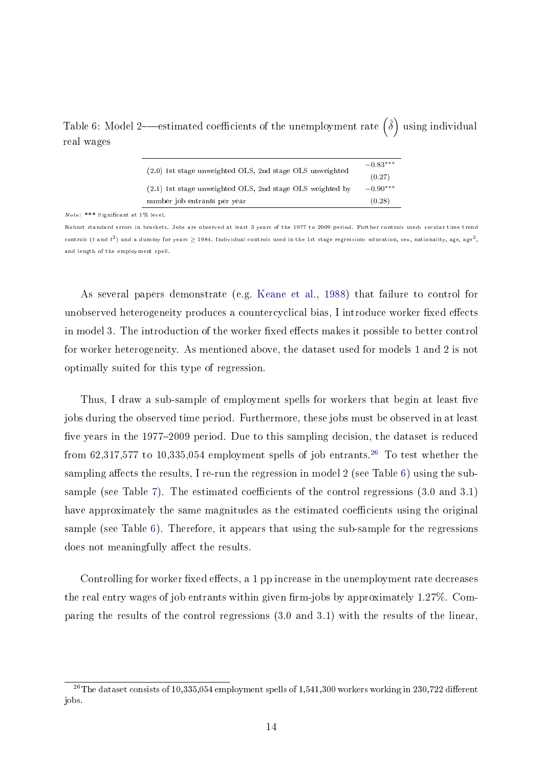Table 6: Model 2—–estimated coefficients of the unemployment rate $\left(\hat{\delta}\right)$ using individual real wages

| | |
|---|---|
| (2.0) 1st stage unweighted OLS, 2nd stage OLS unweighted | $-0.83^{***}$ |
| | (0.27) |
| (2.1) 1st stage unweighted OLS, 2nd stage OLS weighted by number job entrants per year | $-0.90^{***}$ |
| | (0.28) |

*Note:* *** Significant at 1% level.

Robust standard errors in brackets. Jobs are observed at least 3 years of the 1977 to 2009 period. Further controls used: secular time trend controls ($t$ and $t^2$) and a dummy for years $\geq 1984$. Individual controls used in the 1st stage regression: education, sex, nationality, age, age$^2$, and length of the employment spell.

As several papers demonstrate (e.g. Keane et al., 1988) that failure to control for unobserved heterogeneity produces a countercyclical bias, I introduce worker fixed effects in model 3. The introduction of the worker fixed effects makes it possible to better control for worker heterogeneity. As mentioned above, the dataset used for models 1 and 2 is not optimally suited for this type of regression.

Thus, I draw a sub-sample of employment spells for workers that begin at least five jobs during the observed time period. Furthermore, these jobs must be observed in at least five years in the 1977–2009 period. Due to this sampling decision, the dataset is reduced from 62,317,577 to 10,335,054 employment spells of job entrants.[26] To test whether the sampling affects the results, I re-run the regression in model 2 (see Table 6) using the sub-sample (see Table 7). The estimated coefficients of the control regressions (3.0 and 3.1) have approximately the same magnitudes as the estimated coefficients using the original sample (see Table 6). Therefore, it appears that using the sub-sample for the regressions does not meaningfully affect the results.

Controlling for worker fixed effects, a 1 pp increase in the unemployment rate decreases the real entry wages of job entrants within given firm-jobs by approximately 1.27%. Comparing the results of the control regressions (3.0 and 3.1) with the results of the linear,

[26] The dataset consists of 10,335,054 employment spells of 1,541,300 workers working in 230,722 different jobs.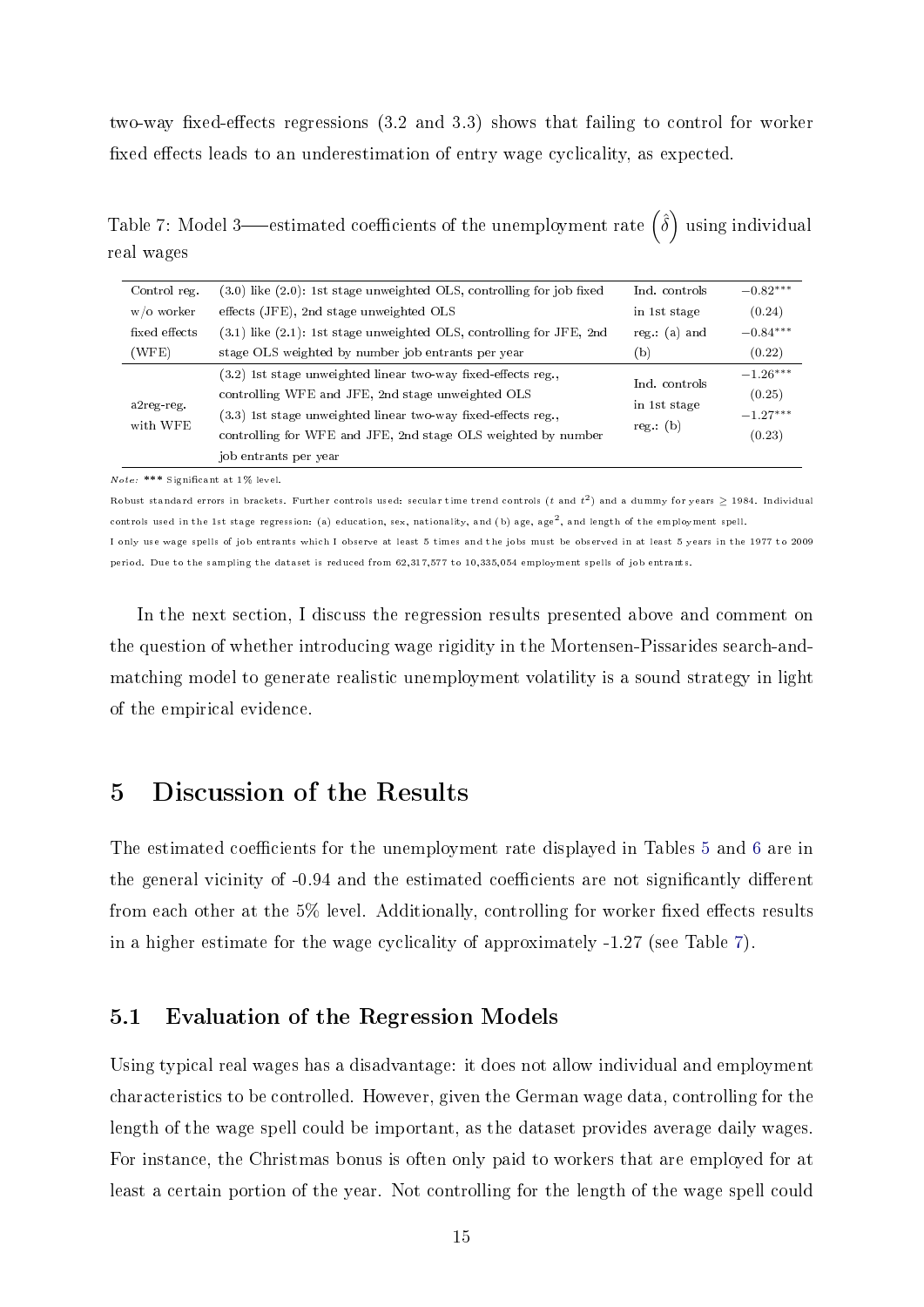two-way fixed-effects regressions (3.2 and 3.3) shows that failing to control for worker fixed effects leads to an underestimation of entry wage cyclicality, as expected.

Table 7: Model 3—estimated coefficients of the unemployment rate $\left(\hat{\delta}\right)$ using individual real wages

| | | | |
|---|---|---|---|
| Control reg. w/o worker fixed effects (WFE) | (3.0) like (2.0): 1st stage unweighted OLS, controlling for job fixed effects (JFE), 2nd stage unweighted OLS | Ind. controls in 1st stage reg.: (a) and (b) | $-0.82^{***}$ (0.24) |
| | (3.1) like (2.1): 1st stage unweighted OLS, controlling for JFE, 2nd stage OLS weighted by number job entrants per year | | $-0.84^{***}$ (0.22) |
| a2reg-reg. with WFE | (3.2) 1st stage unweighted linear two-way fixed-effects reg., controlling WFE and JFE, 2nd stage unweighted OLS | Ind. controls in 1st stage reg.: (b) | $-1.26^{***}$ (0.25) |
| | (3.3) 1st stage unweighted linear two-way fixed-effects reg., controlling for WFE and JFE, 2nd stage OLS weighted by number job entrants per year | | $-1.27^{***}$ (0.23) |

*Note:* \*\*\* Significant at 1% level.

Robust standard errors in brackets. Further controls used: secular time trend controls ($t$ and $t^2$) and a dummy for years $\geq$ 1984. Individual controls used in the 1st stage regression: (a) education, sex, nationality, and (b) age, age$^2$, and length of the employment spell.

I only use wage spells of job entrants which I observe at least 5 times and the jobs must be observed in at least 5 years in the 1977 to 2009 period. Due to the sampling the dataset is reduced from 62,317,577 to 10,335,054 employment spells of job entrants.

In the next section, I discuss the regression results presented above and comment on the question of whether introducing wage rigidity in the Mortensen-Pissarides search-and-matching model to generate realistic unemployment volatility is a sound strategy in light of the empirical evidence.

# 5 Discussion of the Results

The estimated coefficients for the unemployment rate displayed in Tables 5 and 6 are in the general vicinity of -0.94 and the estimated coefficients are not significantly different from each other at the 5% level. Additionally, controlling for worker fixed effects results in a higher estimate for the wage cyclicality of approximately -1.27 (see Table 7).

## 5.1 Evaluation of the Regression Models

Using typical real wages has a disadvantage: it does not allow individual and employment characteristics to be controlled. However, given the German wage data, controlling for the length of the wage spell could be important, as the dataset provides average daily wages. For instance, the Christmas bonus is often only paid to workers that are employed for at least a certain portion of the year. Not controlling for the length of the wage spell could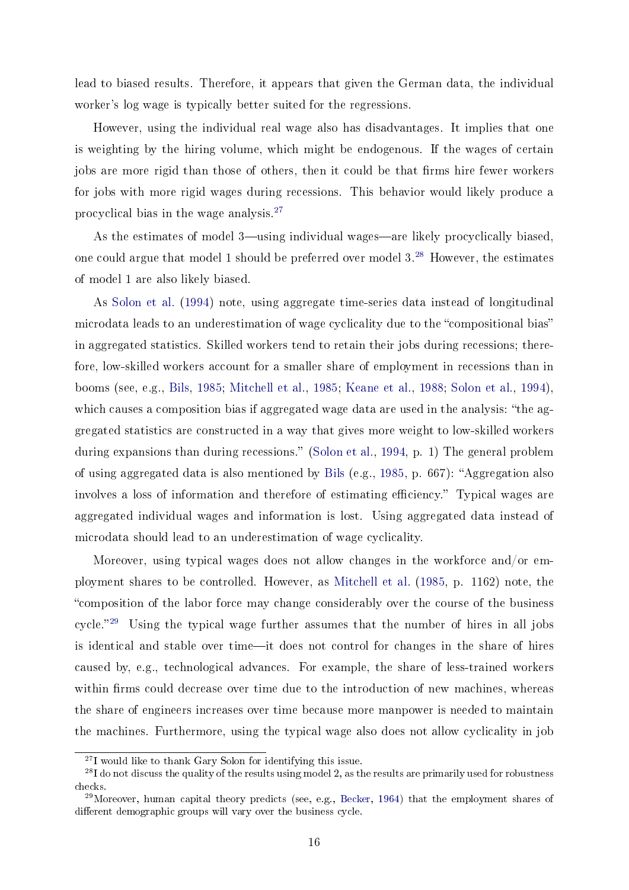lead to biased results. Therefore, it appears that given the German data, the individual worker's log wage is typically better suited for the regressions.

However, using the individual real wage also has disadvantages. It implies that one is weighting by the hiring volume, which might be endogenous. If the wages of certain jobs are more rigid than those of others, then it could be that firms hire fewer workers for jobs with more rigid wages during recessions. This behavior would likely produce a procyclical bias in the wage analysis.[27]

As the estimates of model 3—using individual wages—are likely procyclically biased, one could argue that model 1 should be preferred over model 3.[28] However, the estimates of model 1 are also likely biased.

As Solon et al. (1994) note, using aggregate time-series data instead of longitudinal microdata leads to an underestimation of wage cyclicality due to the "compositional bias" in aggregated statistics. Skilled workers tend to retain their jobs during recessions; therefore, low-skilled workers account for a smaller share of employment in recessions than in booms (see, e.g., Bils, 1985; Mitchell et al., 1985; Keane et al., 1988; Solon et al., 1994), which causes a composition bias if aggregated wage data are used in the analysis: "the aggregated statistics are constructed in a way that gives more weight to low-skilled workers during expansions than during recessions." (Solon et al., 1994, p. 1) The general problem of using aggregated data is also mentioned by Bils (e.g., 1985, p. 667): "Aggregation also involves a loss of information and therefore of estimating efficiency." Typical wages are aggregated individual wages and information is lost. Using aggregated data instead of microdata should lead to an underestimation of wage cyclicality.

Moreover, using typical wages does not allow changes in the workforce and/or employment shares to be controlled. However, as Mitchell et al. (1985, p. 1162) note, the "composition of the labor force may change considerably over the course of the business cycle."[29] Using the typical wage further assumes that the number of hires in all jobs is identical and stable over time—it does not control for changes in the share of hires caused by, e.g., technological advances. For example, the share of less-trained workers within firms could decrease over time due to the introduction of new machines, whereas the share of engineers increases over time because more manpower is needed to maintain the machines. Furthermore, using the typical wage also does not allow cyclicality in job

[27] I would like to thank Gary Solon for identifying this issue.

[28] I do not discuss the quality of the results using model 2, as the results are primarily used for robustness checks.

[29] Moreover, human capital theory predicts (see, e.g., Becker, 1964) that the employment shares of different demographic groups will vary over the business cycle.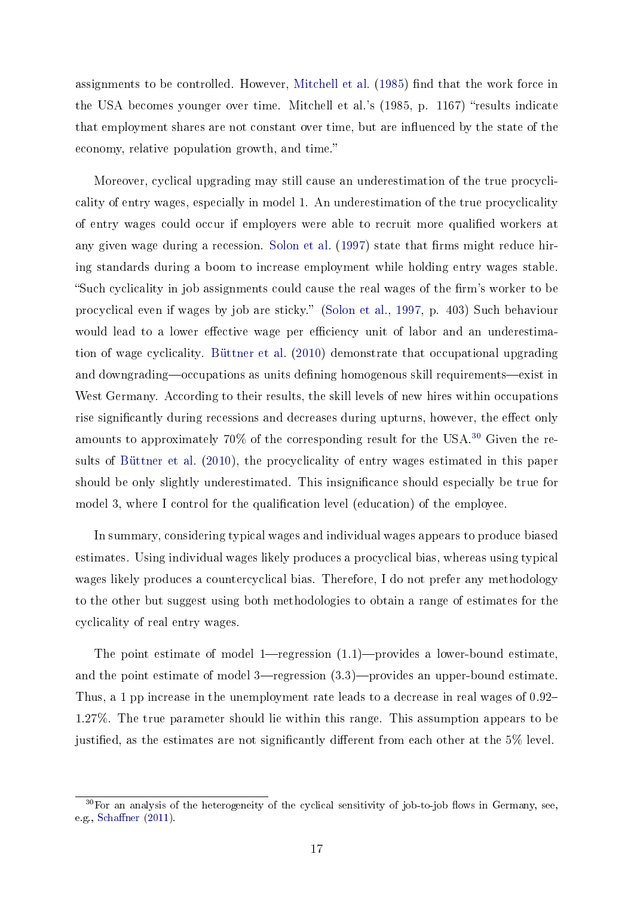assignments to be controlled. However, Mitchell et al. (1985) find that the work force in the USA becomes younger over time. Mitchell et al.'s (1985, p. 1167) "results indicate that employment shares are not constant over time, but are influenced by the state of the economy, relative population growth, and time."

Moreover, cyclical upgrading may still cause an underestimation of the true procyclicality of entry wages, especially in model 1. An underestimation of the true procyclicality of entry wages could occur if employers were able to recruit more qualified workers at any given wage during a recession. Solon et al. (1997) state that firms might reduce hiring standards during a boom to increase employment while holding entry wages stable. "Such cyclicality in job assignments could cause the real wages of the firm's worker to be procyclical even if wages by job are sticky." (Solon et al., 1997, p. 403) Such behaviour would lead to a lower effective wage per efficiency unit of labor and an underestimation of wage cyclicality. Büttner et al. (2010) demonstrate that occupational upgrading and downgrading—occupations as units defining homogenous skill requirements—exist in West Germany. According to their results, the skill levels of new hires within occupations rise significantly during recessions and decreases during upturns, however, the effect only amounts to approximately 70% of the corresponding result for the USA.[30] Given the results of Büttner et al. (2010), the procyclicality of entry wages estimated in this paper should be only slightly underestimated. This insignificance should especially be true for model 3, where I control for the qualification level (education) of the employee.

In summary, considering typical wages and individual wages appears to produce biased estimates. Using individual wages likely produces a procyclical bias, whereas using typical wages likely produces a countercyclical bias. Therefore, I do not prefer any methodology to the other but suggest using both methodologies to obtain a range of estimates for the cyclicality of real entry wages.

The point estimate of model 1—regression (1.1)—provides a lower-bound estimate, and the point estimate of model 3—regression (3.3)—provides an upper-bound estimate. Thus, a 1 pp increase in the unemployment rate leads to a decrease in real wages of 0.92–1.27%. The true parameter should lie within this range. This assumption appears to be justified, as the estimates are not significantly different from each other at the 5% level.

[30] For an analysis of the heterogeneity of the cyclical sensitivity of job-to-job flows in Germany, see, e.g., Schaffner (2011).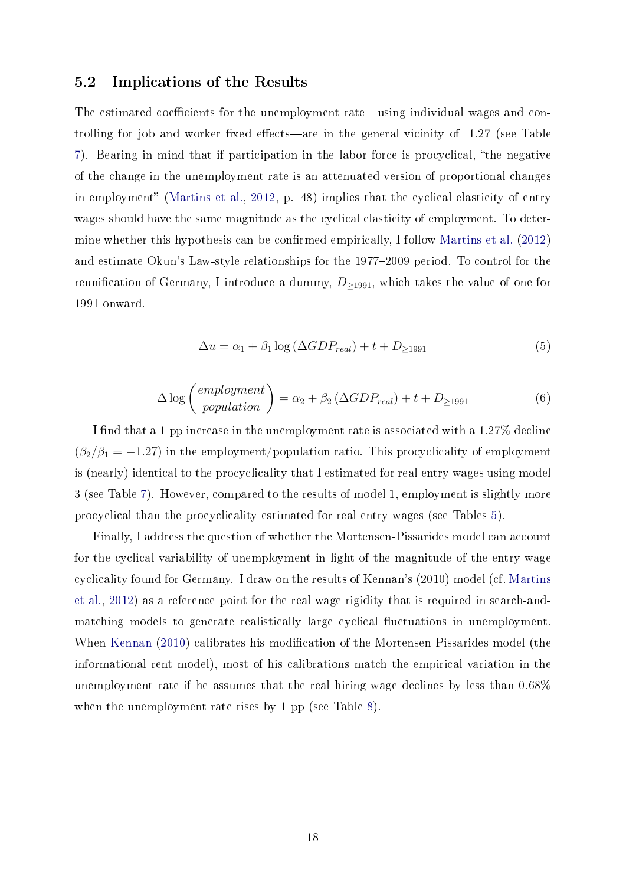## 5.2 Implications of the Results

The estimated coefficients for the unemployment rate—using individual wages and controlling for job and worker fixed effects—are in the general vicinity of -1.27 (see Table 7). Bearing in mind that if participation in the labor force is procyclical, "the negative of the change in the unemployment rate is an attenuated version of proportional changes in employment" (Martins et al., 2012, p. 48) implies that the cyclical elasticity of entry wages should have the same magnitude as the cyclical elasticity of employment. To determine whether this hypothesis can be confirmed empirically, I follow Martins et al. (2012) and estimate Okun's Law-style relationships for the 1977–2009 period. To control for the reunification of Germany, I introduce a dummy, $D_{\geq 1991}$, which takes the value of one for 1991 onward.

$$\Delta u = \alpha_1 + \beta_1 \log \left(\Delta GDP_{real}\right) + t + D_{\geq 1991} \tag{5}$$

$$\Delta \log \left(\frac{employment}{population}\right) = \alpha_2 + \beta_2 \left(\Delta GDP_{real}\right) + t + D_{\geq 1991} \tag{6}$$

I find that a 1 pp increase in the unemployment rate is associated with a 1.27% decline ($\beta_2/\beta_1 = -1.27$) in the employment/population ratio. This procyclicality of employment is (nearly) identical to the procyclicality that I estimated for real entry wages using model 3 (see Table 7). However, compared to the results of model 1, employment is slightly more procyclical than the procyclicality estimated for real entry wages (see Tables 5).

Finally, I address the question of whether the Mortensen-Pissarides model can account for the cyclical variability of unemployment in light of the magnitude of the entry wage cyclicality found for Germany. I draw on the results of Kennan's (2010) model (cf. Martins et al., 2012) as a reference point for the real wage rigidity that is required in search-and-matching models to generate realistically large cyclical fluctuations in unemployment. When Kennan (2010) calibrates his modification of the Mortensen-Pissarides model (the informational rent model), most of his calibrations match the empirical variation in the unemployment rate if he assumes that the real hiring wage declines by less than 0.68% when the unemployment rate rises by 1 pp (see Table 8).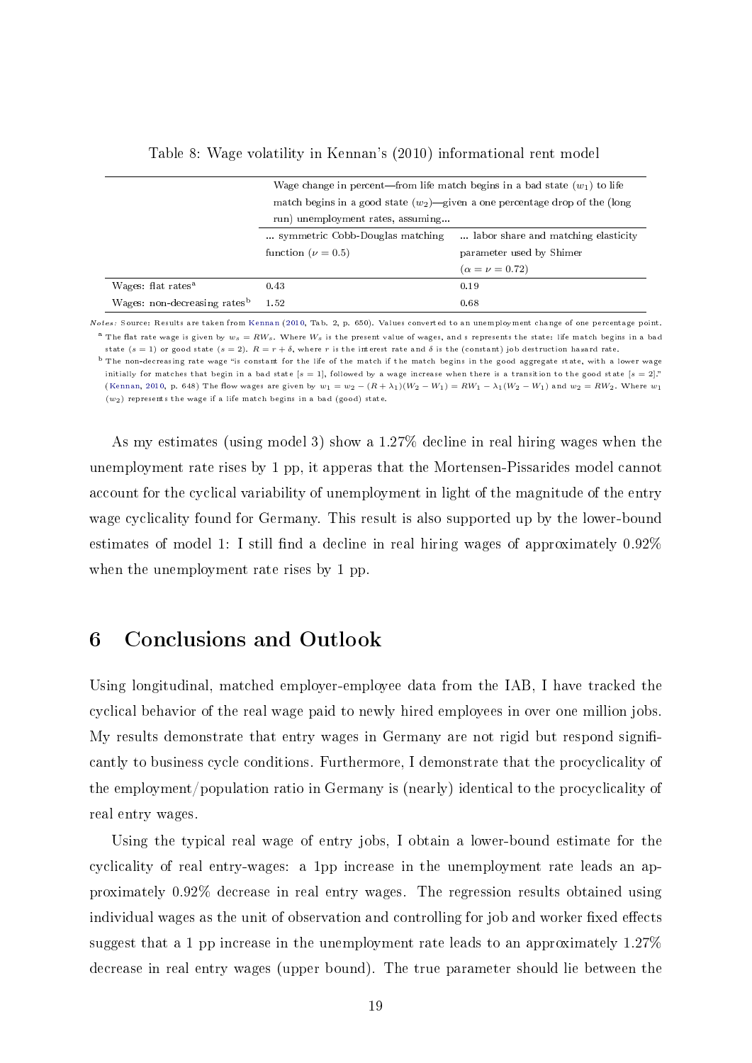Table 8: Wage volatility in Kennan's (2010) informational rent model

| | Wage change in percent—from life match begins in a bad state ($w_1$) to life match begins in a good state ($w_2$)—given a one percentage drop of the (long run) unemployment rates, assuming... | |
|---|---|---|
| | ... symmetric Cobb-Douglas matching function ($\nu = 0.5$) | ... labor share and matching elasticity parameter used by Shimer ($\alpha = \nu = 0.72$) |
| Wages: flat rates[a] | 0.43 | 0.19 |
| Wages: non-decreasing rates[b] | 1.52 | 0.68 |

*Notes:* Source: Results are taken from Kennan (2010, Tab. 2, p. 650). Values converted to an unemployment change of one percentage point.
[a] The flat rate wage is given by $w_s = RW_s$. Where $W_s$ is the present value of wages, and $s$ represents the state: life match begins in a bad state ($s = 1$) or good state ($s = 2$). $R = r + \delta$, where $r$ is the interest rate and $\delta$ is the (constant) job destruction hazard rate.
[b] The non-decreasing rate wage "is constant for the life of the match if the match begins in the good aggregate state, with a lower wage initially for matches that begin in a bad state [$s = 1$], followed by a wage increase when there is a transition to the good state [$s = 2$]." (Kennan, 2010, p. 648) The flow wages are given by $w_1 = w_2 - (R + \lambda_1)(W_2 - W_1) = RW_1 - \lambda_1(W_2 - W_1)$ and $w_2 = RW_2$. Where $w_1$ ($w_2$) represents the wage if a life match begins in a bad (good) state.

As my estimates (using model 3) show a 1.27% decline in real hiring wages when the unemployment rate rises by 1 pp, it apperas that the Mortensen-Pissarides model cannot account for the cyclical variability of unemployment in light of the magnitude of the entry wage cyclicality found for Germany. This result is also supported up by the lower-bound estimates of model 1: I still find a decline in real hiring wages of approximately 0.92% when the unemployment rate rises by 1 pp.

# 6 Conclusions and Outlook

Using longitudinal, matched employer-employee data from the IAB, I have tracked the cyclical behavior of the real wage paid to newly hired employees in over one million jobs. My results demonstrate that entry wages in Germany are not rigid but respond significantly to business cycle conditions. Furthermore, I demonstrate that the procyclicality of the employment/population ratio in Germany is (nearly) identical to the procyclicality of real entry wages.

Using the typical real wage of entry jobs, I obtain a lower-bound estimate for the cyclicality of real entry-wages: a 1pp increase in the unemployment rate leads an approximately 0.92% decrease in real entry wages. The regression results obtained using individual wages as the unit of observation and controlling for job and worker fixed effects suggest that a 1 pp increase in the unemployment rate leads to an approximately 1.27% decrease in real entry wages (upper bound). The true parameter should lie between the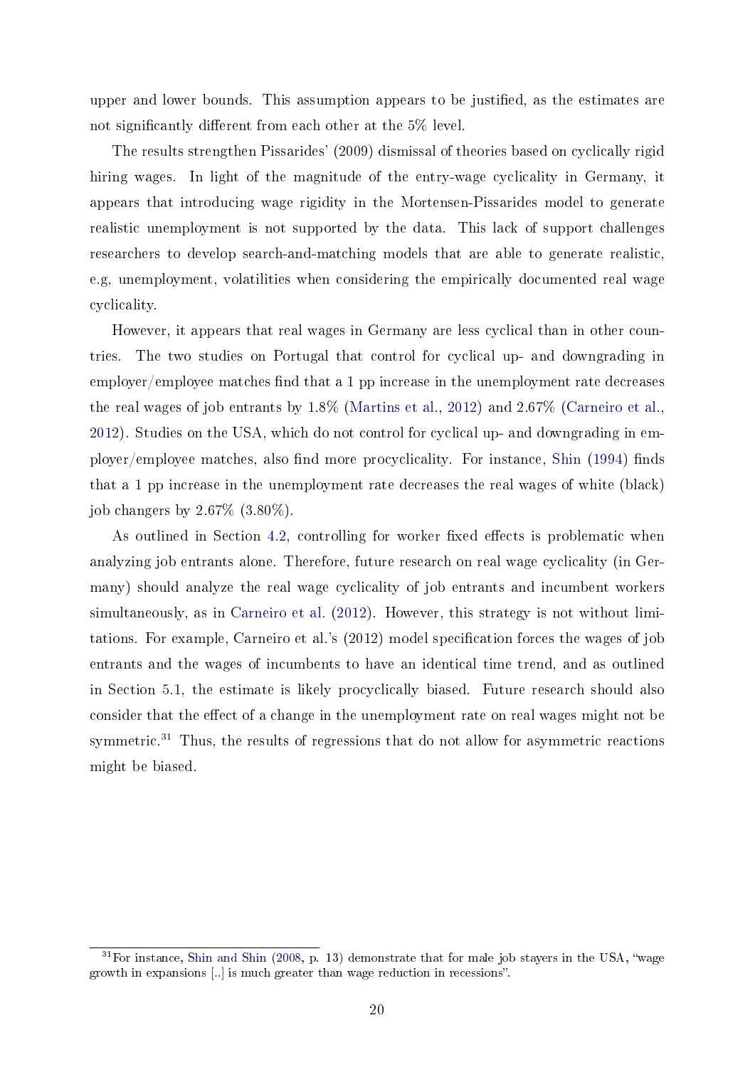upper and lower bounds. This assumption appears to be justified, as the estimates are not significantly different from each other at the 5% level.

The results strengthen Pissarides' (2009) dismissal of theories based on cyclically rigid hiring wages. In light of the magnitude of the entry-wage cyclicality in Germany, it appears that introducing wage rigidity in the Mortensen-Pissarides model to generate realistic unemployment is not supported by the data. This lack of support challenges researchers to develop search-and-matching models that are able to generate realistic, e.g, unemployment, volatilities when considering the empirically documented real wage cyclicality.

However, it appears that real wages in Germany are less cyclical than in other countries. The two studies on Portugal that control for cyclical up- and downgrading in employer/employee matches find that a 1 pp increase in the unemployment rate decreases the real wages of job entrants by 1.8% (Martins et al., 2012) and 2.67% (Carneiro et al., 2012). Studies on the USA, which do not control for cyclical up- and downgrading in employer/employee matches, also find more procyclicality. For instance, Shin (1994) finds that a 1 pp increase in the unemployment rate decreases the real wages of white (black) job changers by 2.67% (3.80%).

As outlined in Section 4.2, controlling for worker fixed effects is problematic when analyzing job entrants alone. Therefore, future research on real wage cyclicality (in Germany) should analyze the real wage cyclicality of job entrants and incumbent workers simultaneously, as in Carneiro et al. (2012). However, this strategy is not without limitations. For example, Carneiro et al.'s (2012) model specification forces the wages of job entrants and the wages of incumbents to have an identical time trend, and as outlined in Section 5.1, the estimate is likely procyclically biased. Future research should also consider that the effect of a change in the unemployment rate on real wages might not be symmetric.[31] Thus, the results of regressions that do not allow for asymmetric reactions might be biased.

[31] For instance, Shin and Shin (2008, p. 13) demonstrate that for male job stayers in the USA, "wage growth in expansions [..] is much greater than wage reduction in recessions".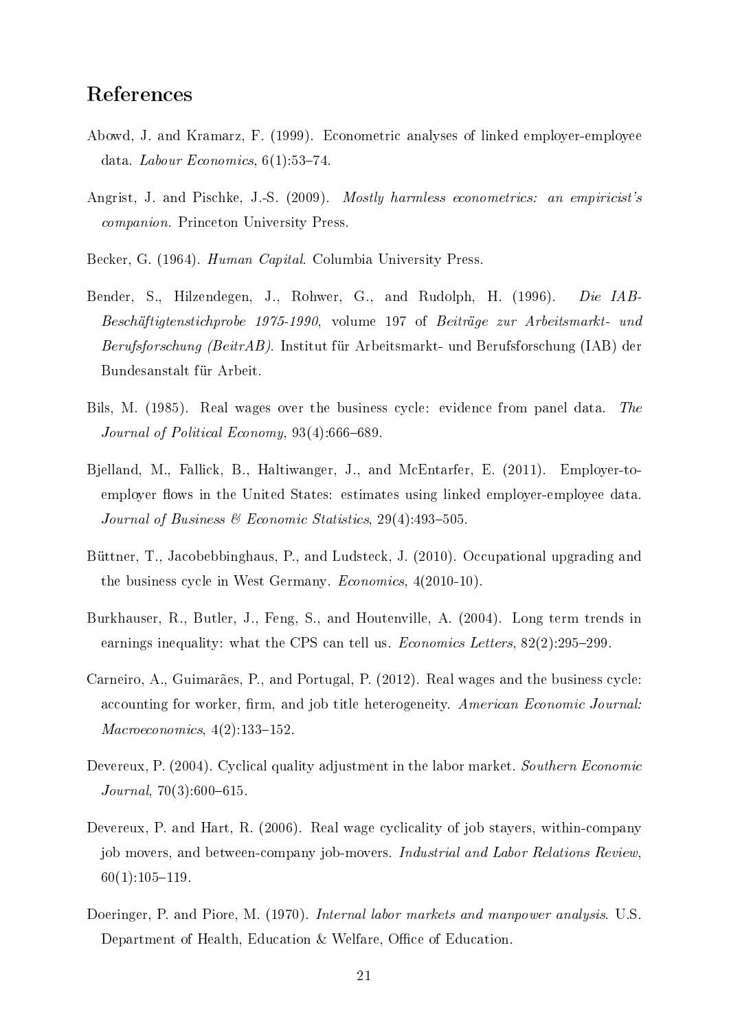# References

Abowd, J. and Kramarz, F. (1999). Econometric analyses of linked employer-employee data. *Labour Economics*, 6(1):53–74.

Angrist, J. and Pischke, J.-S. (2009). *Mostly harmless econometrics: an empiricist's companion*. Princeton University Press.

Becker, G. (1964). *Human Capital*. Columbia University Press.

Bender, S., Hilzendegen, J., Rohwer, G., and Rudolph, H. (1996). *Die IAB-Beschäftigtenstichprobe 1975-1990*, volume 197 of *Beiträge zur Arbeitsmarkt- und Berufsforschung (BeitrAB)*. Institut für Arbeitsmarkt- und Berufsforschung (IAB) der Bundesanstalt für Arbeit.

Bils, M. (1985). Real wages over the business cycle: evidence from panel data. *The Journal of Political Economy*, 93(4):666–689.

Bjelland, M., Fallick, B., Haltiwanger, J., and McEntarfer, E. (2011). Employer-to-employer flows in the United States: estimates using linked employer-employee data. *Journal of Business & Economic Statistics*, 29(4):493–505.

Büttner, T., Jacobebbinghaus, P., and Ludsteck, J. (2010). Occupational upgrading and the business cycle in West Germany. *Economics*, 4(2010-10).

Burkhauser, R., Butler, J., Feng, S., and Houtenville, A. (2004). Long term trends in earnings inequality: what the CPS can tell us. *Economics Letters*, 82(2):295–299.

Carneiro, A., Guimarães, P., and Portugal, P. (2012). Real wages and the business cycle: accounting for worker, firm, and job title heterogeneity. *American Economic Journal: Macroeconomics*, 4(2):133–152.

Devereux, P. (2004). Cyclical quality adjustment in the labor market. *Southern Economic Journal*, 70(3):600–615.

Devereux, P. and Hart, R. (2006). Real wage cyclicality of job stayers, within-company job movers, and between-company job-movers. *Industrial and Labor Relations Review*, 60(1):105–119.

Doeringer, P. and Piore, M. (1970). *Internal labor markets and manpower analysis*. U.S. Department of Health, Education & Welfare, Office of Education.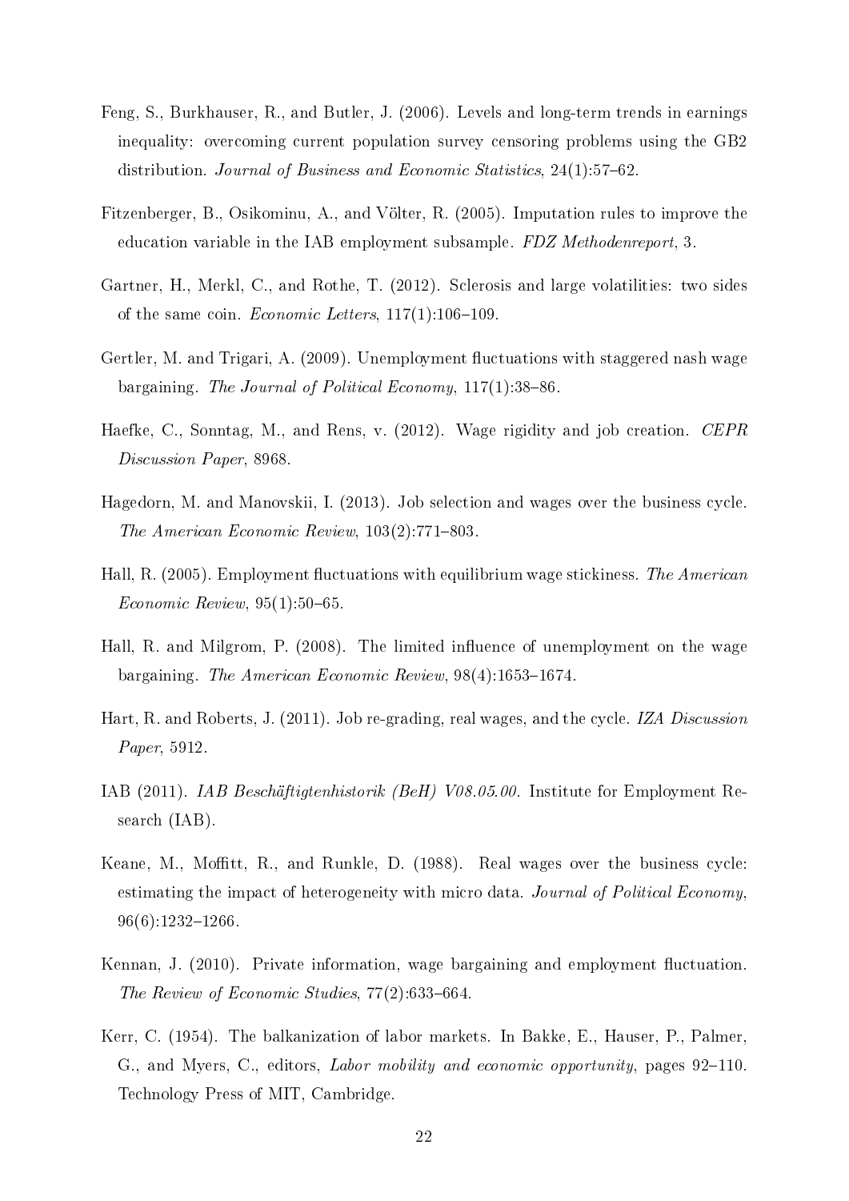Feng, S., Burkhauser, R., and Butler, J. (2006). Levels and long-term trends in earnings inequality: overcoming current population survey censoring problems using the GB2 distribution. *Journal of Business and Economic Statistics*, 24(1):57–62.

Fitzenberger, B., Osikominu, A., and Völter, R. (2005). Imputation rules to improve the education variable in the IAB employment subsample. *FDZ Methodenreport*, 3.

Gartner, H., Merkl, C., and Rothe, T. (2012). Sclerosis and large volatilities: two sides of the same coin. *Economic Letters*, 117(1):106–109.

Gertler, M. and Trigari, A. (2009). Unemployment fluctuations with staggered nash wage bargaining. *The Journal of Political Economy*, 117(1):38–86.

Haefke, C., Sonntag, M., and Rens, v. (2012). Wage rigidity and job creation. *CEPR Discussion Paper*, 8968.

Hagedorn, M. and Manovskii, I. (2013). Job selection and wages over the business cycle. *The American Economic Review*, 103(2):771–803.

Hall, R. (2005). Employment fluctuations with equilibrium wage stickiness. *The American Economic Review*, 95(1):50–65.

Hall, R. and Milgrom, P. (2008). The limited influence of unemployment on the wage bargaining. *The American Economic Review*, 98(4):1653–1674.

Hart, R. and Roberts, J. (2011). Job re-grading, real wages, and the cycle. *IZA Discussion Paper*, 5912.

IAB (2011). *IAB Beschäftigtenhistorik (BeH) V08.05.00*. Institute for Employment Research (IAB).

Keane, M., Moffitt, R., and Runkle, D. (1988). Real wages over the business cycle: estimating the impact of heterogeneity with micro data. *Journal of Political Economy*, 96(6):1232–1266.

Kennan, J. (2010). Private information, wage bargaining and employment fluctuation. *The Review of Economic Studies*, 77(2):633–664.

Kerr, C. (1954). The balkanization of labor markets. In Bakke, E., Hauser, P., Palmer, G., and Myers, C., editors, *Labor mobility and economic opportunity*, pages 92–110. Technology Press of MIT, Cambridge.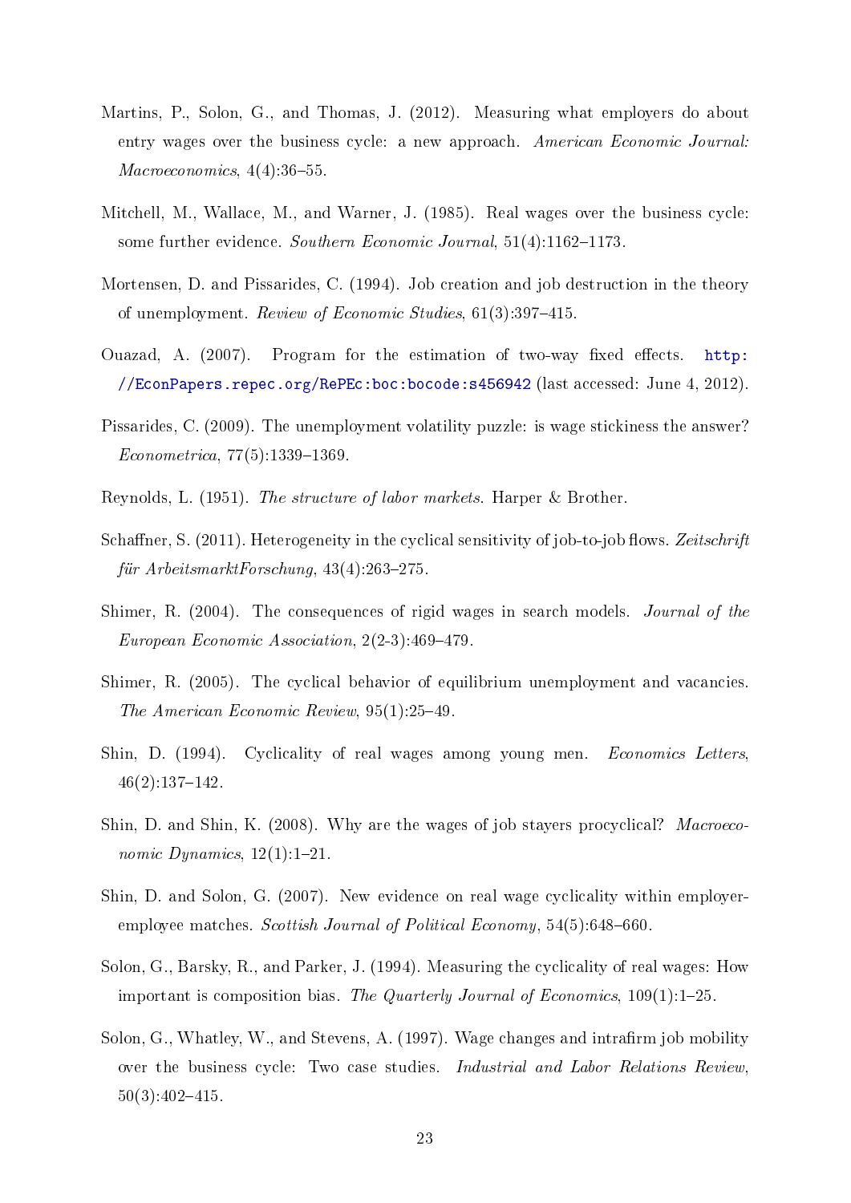Martins, P., Solon, G., and Thomas, J. (2012). Measuring what employers do about entry wages over the business cycle: a new approach. *American Economic Journal: Macroeconomics*, 4(4):36–55.

Mitchell, M., Wallace, M., and Warner, J. (1985). Real wages over the business cycle: some further evidence. *Southern Economic Journal*, 51(4):1162–1173.

Mortensen, D. and Pissarides, C. (1994). Job creation and job destruction in the theory of unemployment. *Review of Economic Studies*, 61(3):397–415.

Ouazad, A. (2007). Program for the estimation of two-way fixed effects. http://EconPapers.repec.org/RePEc:boc:bocode:s456942 (last accessed: June 4, 2012).

Pissarides, C. (2009). The unemployment volatility puzzle: is wage stickiness the answer? *Econometrica*, 77(5):1339–1369.

Reynolds, L. (1951). *The structure of labor markets*. Harper & Brother.

Schaffner, S. (2011). Heterogeneity in the cyclical sensitivity of job-to-job flows. *Zeitschrift für ArbeitsmarktForschung*, 43(4):263–275.

Shimer, R. (2004). The consequences of rigid wages in search models. *Journal of the European Economic Association*, 2(2-3):469–479.

Shimer, R. (2005). The cyclical behavior of equilibrium unemployment and vacancies. *The American Economic Review*, 95(1):25–49.

Shin, D. (1994). Cyclicality of real wages among young men. *Economics Letters*, 46(2):137–142.

Shin, D. and Shin, K. (2008). Why are the wages of job stayers procyclical? *Macroeconomic Dynamics*, 12(1):1–21.

Shin, D. and Solon, G. (2007). New evidence on real wage cyclicality within employer-employee matches. *Scottish Journal of Political Economy*, 54(5):648–660.

Solon, G., Barsky, R., and Parker, J. (1994). Measuring the cyclicality of real wages: How important is composition bias. *The Quarterly Journal of Economics*, 109(1):1–25.

Solon, G., Whatley, W., and Stevens, A. (1997). Wage changes and intrafirm job mobility over the business cycle: Two case studies. *Industrial and Labor Relations Review*, 50(3):402–415.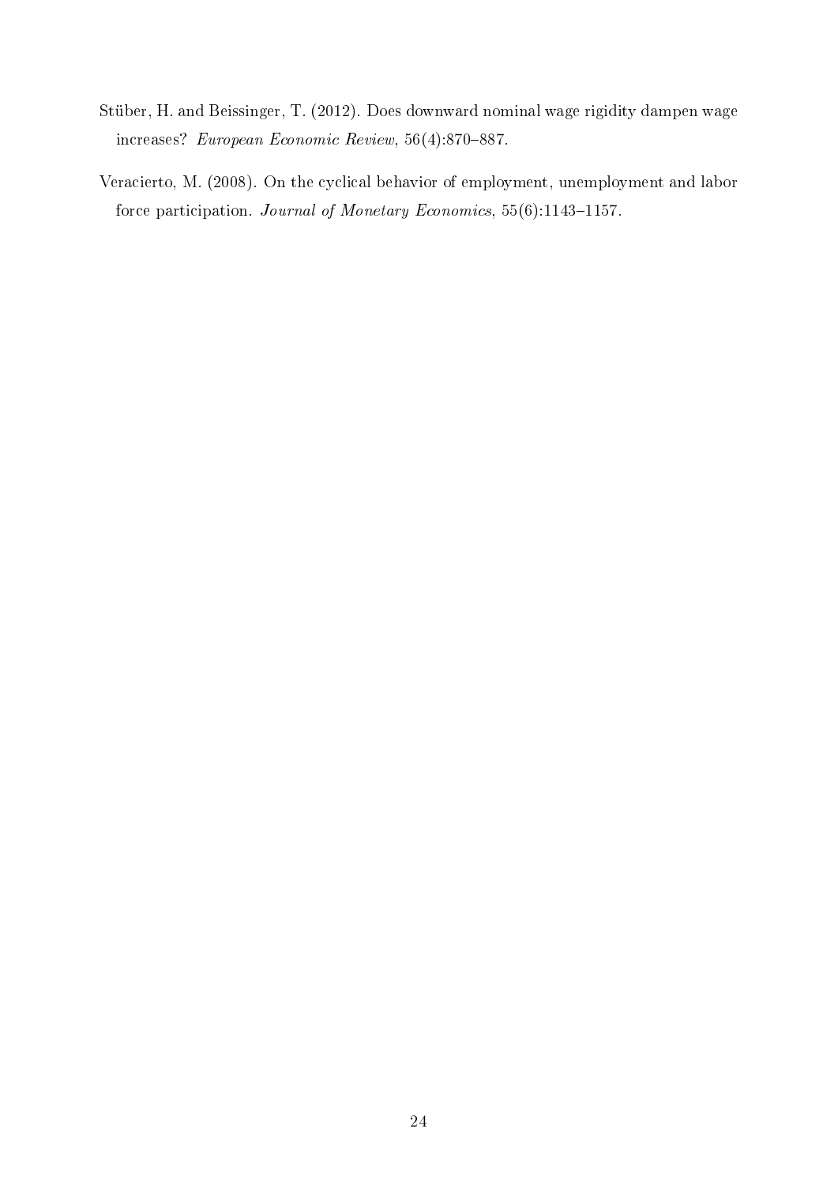Stüber, H. and Beissinger, T. (2012). Does downward nominal wage rigidity dampen wage increases? *European Economic Review*, 56(4):870–887.

Veracierto, M. (2008). On the cyclical behavior of employment, unemployment and labor force participation. *Journal of Monetary Economics*, 55(6):1143–1157.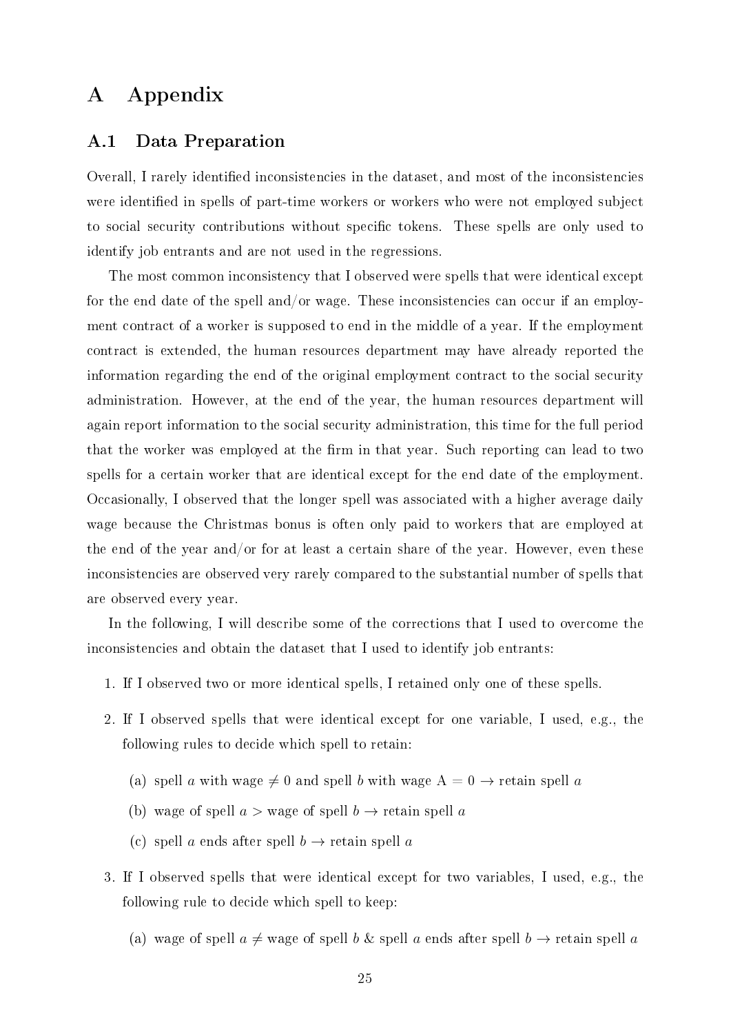# A Appendix

## A.1 Data Preparation

Overall, I rarely identified inconsistencies in the dataset, and most of the inconsistencies were identified in spells of part-time workers or workers who were not employed subject to social security contributions without specific tokens. These spells are only used to identify job entrants and are not used in the regressions.

The most common inconsistency that I observed were spells that were identical except for the end date of the spell and/or wage. These inconsistencies can occur if an employment contract of a worker is supposed to end in the middle of a year. If the employment contract is extended, the human resources department may have already reported the information regarding the end of the original employment contract to the social security administration. However, at the end of the year, the human resources department will again report information to the social security administration, this time for the full period that the worker was employed at the firm in that year. Such reporting can lead to two spells for a certain worker that are identical except for the end date of the employment. Occasionally, I observed that the longer spell was associated with a higher average daily wage because the Christmas bonus is often only paid to workers that are employed at the end of the year and/or for at least a certain share of the year. However, even these inconsistencies are observed very rarely compared to the substantial number of spells that are observed every year.

In the following, I will describe some of the corrections that I used to overcome the inconsistencies and obtain the dataset that I used to identify job entrants:

1. If I observed two or more identical spells, I retained only one of these spells.
2. If I observed spells that were identical except for one variable, I used, e.g., the following rules to decide which spell to retain:
   (a) spell $a$ with wage $\neq 0$ and spell $b$ with wage A $= 0 \rightarrow$ retain spell $a$
   (b) wage of spell $a >$ wage of spell $b \rightarrow$ retain spell $a$
   (c) spell $a$ ends after spell $b \rightarrow$ retain spell $a$
3. If I observed spells that were identical except for two variables, I used, e.g., the following rule to decide which spell to keep:
   (a) wage of spell $a \neq$ wage of spell $b$ & spell $a$ ends after spell $b \rightarrow$ retain spell $a$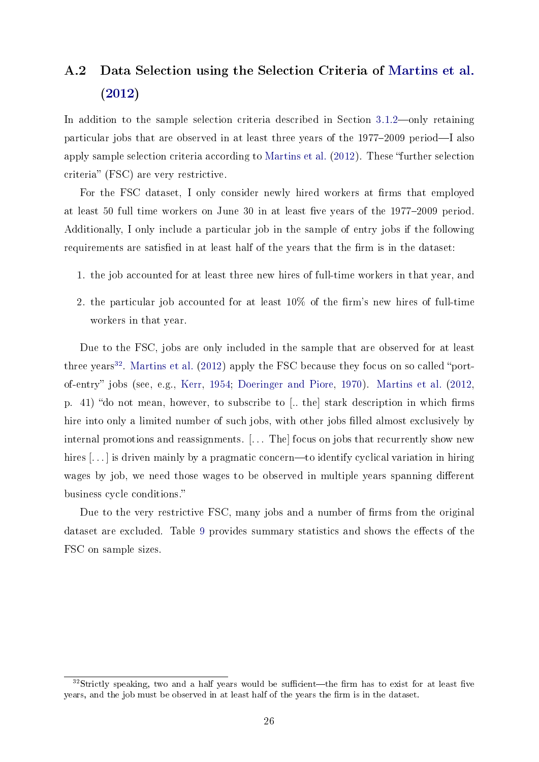## A.2 Data Selection using the Selection Criteria of Martins et al. (2012)

In addition to the sample selection criteria described in Section 3.1.2—only retaining particular jobs that are observed in at least three years of the 1977–2009 period—I also apply sample selection criteria according to Martins et al. (2012). These "further selection criteria" (FSC) are very restrictive.

For the FSC dataset, I only consider newly hired workers at firms that employed at least 50 full time workers on June 30 in at least five years of the 1977–2009 period. Additionally, I only include a particular job in the sample of entry jobs if the following requirements are satisfied in at least half of the years that the firm is in the dataset:

1. the job accounted for at least three new hires of full-time workers in that year, and
2. the particular job accounted for at least 10% of the firm's new hires of full-time workers in that year.

Due to the FSC, jobs are only included in the sample that are observed for at least three years[32]. Martins et al. (2012) apply the FSC because they focus on so called "port-of-entry" jobs (see, e.g., Kerr, 1954; Doeringer and Piore, 1970). Martins et al. (2012, p. 41) "do not mean, however, to subscribe to [.. the] stark description in which firms hire into only a limited number of such jobs, with other jobs filled almost exclusively by internal promotions and reassignments. [... The] focus on jobs that recurrently show new hires [...] is driven mainly by a pragmatic concern—to identify cyclical variation in hiring wages by job, we need those wages to be observed in multiple years spanning different business cycle conditions."

Due to the very restrictive FSC, many jobs and a number of firms from the original dataset are excluded. Table 9 provides summary statistics and shows the effects of the FSC on sample sizes.

[32] Strictly speaking, two and a half years would be sufficient—the firm has to exist for at least five years, and the job must be observed in at least half of the years the firm is in the dataset.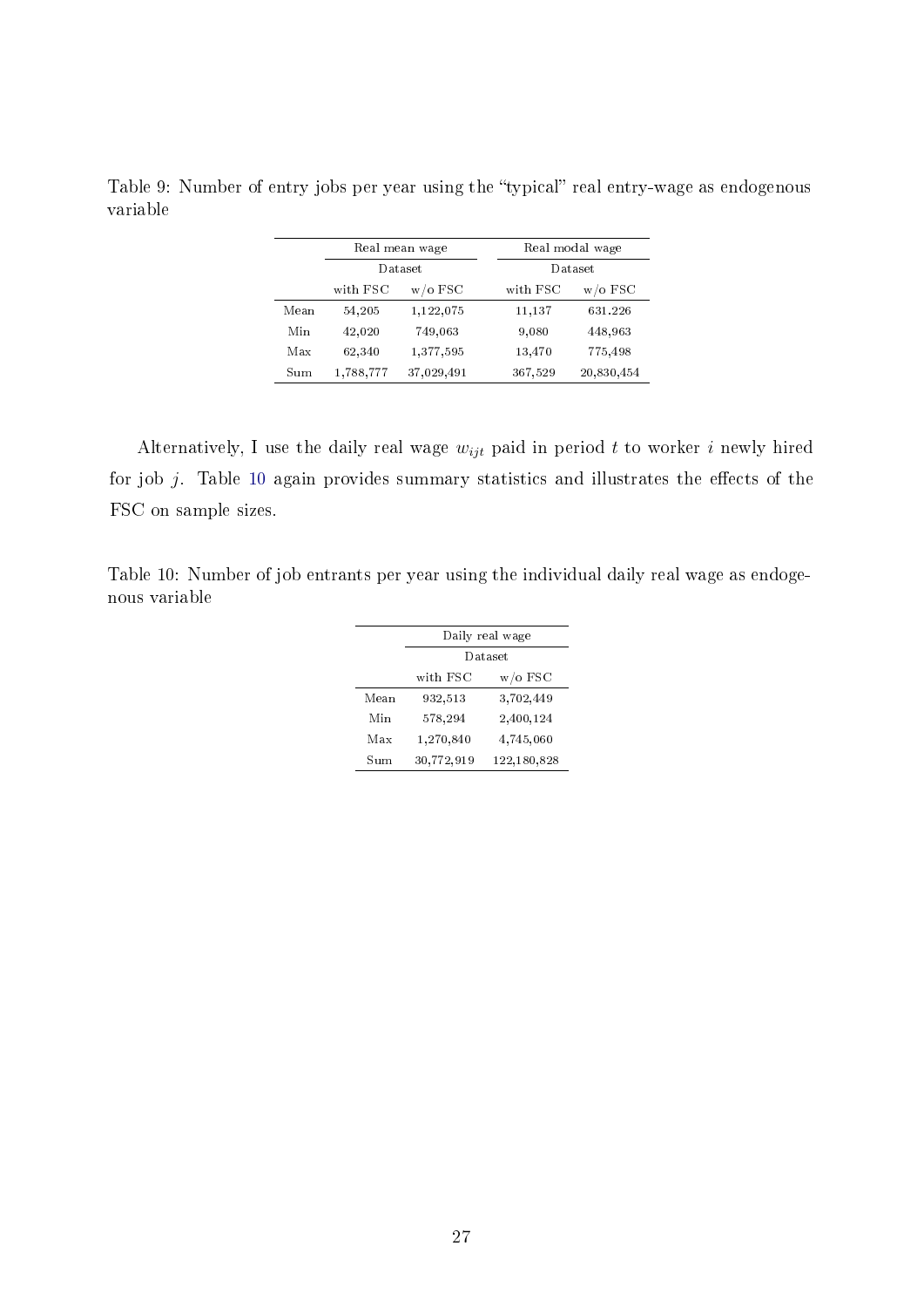Table 9: Number of entry jobs per year using the "typical" real entry-wage as endogenous variable

| | Real mean wage | | Real modal wage | |
|---|---|---|---|---|
| | Dataset | | Dataset | |
| | with FSC | w/o FSC | with FSC | w/o FSC |
| Mean | 54,205 | 1,122,075 | 11,137 | 631.226 |
| Min | 42,020 | 749,063 | 9,080 | 448,963 |
| Max | 62,340 | 1,377,595 | 13,470 | 775,498 |
| Sum | 1,788,777 | 37,029,491 | 367,529 | 20,830,454 |

Alternatively, I use the daily real wage $w_{ijt}$ paid in period $t$ to worker $i$ newly hired for job $j$. Table 10 again provides summary statistics and illustrates the effects of the FSC on sample sizes.

Table 10: Number of job entrants per year using the individual daily real wage as endogenous variable

| | Daily real wage | |
|---|---|---|
| | Dataset | |
| | with FSC | w/o FSC |
| Mean | 932,513 | 3,702,449 |
| Min | 578,294 | 2,400,124 |
| Max | 1,270,840 | 4,745,060 |
| Sum | 30,772,919 | 122,180,828 |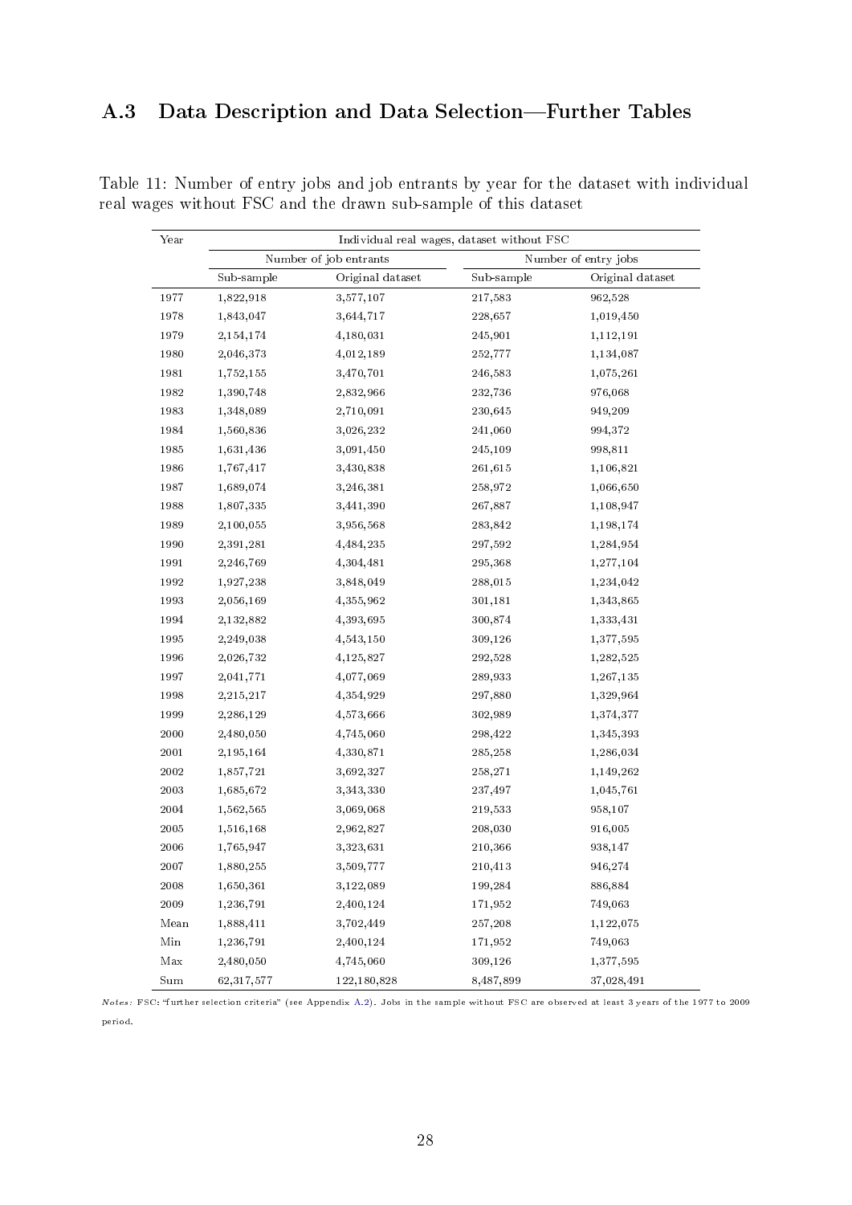## A.3 Data Description and Data Selection—Further Tables

Table 11: Number of entry jobs and job entrants by year for the dataset with individual real wages without FSC and the drawn sub-sample of this dataset

| Year | Individual real wages, dataset without FSC | | | |
|---|---|---|---|---|
| | Number of job entrants | | Number of entry jobs | |
| | Sub-sample | Original dataset | Sub-sample | Original dataset |
| 1977 | 1,822,918 | 3,577,107 | 217,583 | 962,528 |
| 1978 | 1,843,047 | 3,644,717 | 228,657 | 1,019,450 |
| 1979 | 2,154,174 | 4,180,031 | 245,901 | 1,112,191 |
| 1980 | 2,046,373 | 4,012,189 | 252,777 | 1,134,087 |
| 1981 | 1,752,155 | 3,470,701 | 246,583 | 1,075,261 |
| 1982 | 1,390,748 | 2,832,966 | 232,736 | 976,068 |
| 1983 | 1,348,089 | 2,710,091 | 230,645 | 949,209 |
| 1984 | 1,560,836 | 3,026,232 | 241,060 | 994,372 |
| 1985 | 1,631,436 | 3,091,450 | 245,109 | 998,811 |
| 1986 | 1,767,417 | 3,430,838 | 261,615 | 1,106,821 |
| 1987 | 1,689,074 | 3,246,381 | 258,972 | 1,066,650 |
| 1988 | 1,807,335 | 3,441,390 | 267,887 | 1,108,947 |
| 1989 | 2,100,055 | 3,956,568 | 283,842 | 1,198,174 |
| 1990 | 2,391,281 | 4,484,235 | 297,592 | 1,284,954 |
| 1991 | 2,246,769 | 4,304,481 | 295,368 | 1,277,104 |
| 1992 | 1,927,238 | 3,848,049 | 288,015 | 1,234,042 |
| 1993 | 2,056,169 | 4,355,962 | 301,181 | 1,343,865 |
| 1994 | 2,132,882 | 4,393,695 | 300,874 | 1,333,431 |
| 1995 | 2,249,038 | 4,543,150 | 309,126 | 1,377,595 |
| 1996 | 2,026,732 | 4,125,827 | 292,528 | 1,282,525 |
| 1997 | 2,041,771 | 4,077,069 | 289,933 | 1,267,135 |
| 1998 | 2,215,217 | 4,354,929 | 297,880 | 1,329,964 |
| 1999 | 2,286,129 | 4,573,666 | 302,989 | 1,374,377 |
| 2000 | 2,480,050 | 4,745,060 | 298,422 | 1,345,393 |
| 2001 | 2,195,164 | 4,330,871 | 285,258 | 1,286,034 |
| 2002 | 1,857,721 | 3,692,327 | 258,271 | 1,149,262 |
| 2003 | 1,685,672 | 3,343,330 | 237,497 | 1,045,761 |
| 2004 | 1,562,565 | 3,069,068 | 219,533 | 958,107 |
| 2005 | 1,516,168 | 2,962,827 | 208,030 | 916,005 |
| 2006 | 1,765,947 | 3,323,631 | 210,366 | 938,147 |
| 2007 | 1,880,255 | 3,509,777 | 210,413 | 946,274 |
| 2008 | 1,650,361 | 3,122,089 | 199,284 | 886,884 |
| 2009 | 1,236,791 | 2,400,124 | 171,952 | 749,063 |
| Mean | 1,888,411 | 3,702,449 | 257,208 | 1,122,075 |
| Min | 1,236,791 | 2,400,124 | 171,952 | 749,063 |
| Max | 2,480,050 | 4,745,060 | 309,126 | 1,377,595 |
| Sum | 62,317,577 | 122,180,828 | 8,487,899 | 37,028,491 |

*Notes:* FSC: "further selection criteria" (see Appendix A.2). Jobs in the sample without FSC are observed at least 3 years of the 1977 to 2009 period.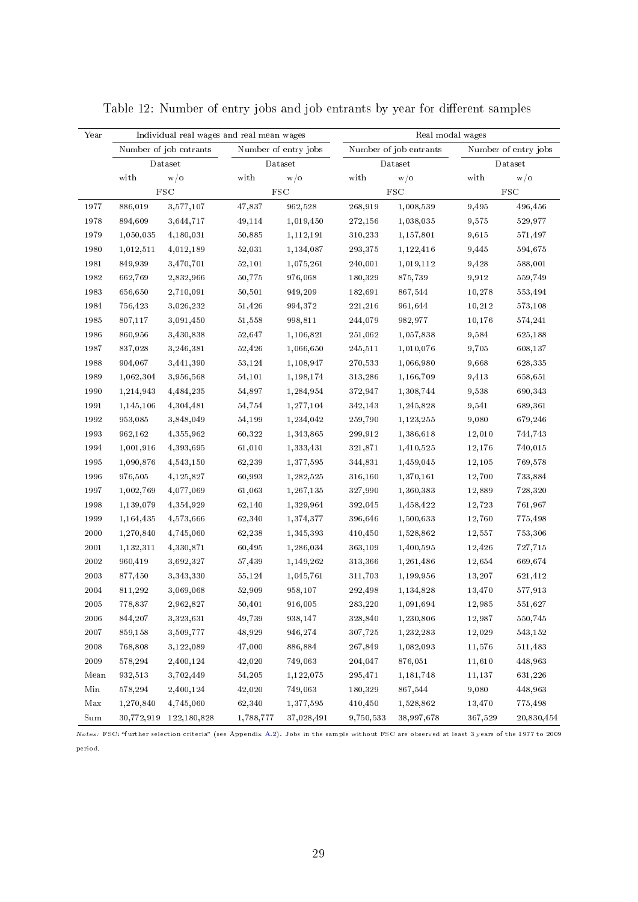Table 12: Number of entry jobs and job entrants by year for different samples

| Year | Individual real wages and real mean wages | | | | Real modal wages | | | |
|---|---|---|---|---|---|---|---|---|
| | Number of job entrants | | Number of entry jobs | | Number of job entrants | | Number of entry jobs | |
| | Dataset | | Dataset | | Dataset | | Dataset | |
| | with | w/o | with | w/o | with | w/o | with | w/o |
| | FSC | | FSC | | FSC | | FSC | |
| 1977 | 886,019 | 3,577,107 | 47,837 | 962,528 | 268,919 | 1,008,539 | 9,495 | 496,456 |
| 1978 | 894,609 | 3,644,717 | 49,114 | 1,019,450 | 272,156 | 1,038,035 | 9,575 | 529,977 |
| 1979 | 1,050,035 | 4,180,031 | 50,885 | 1,112,191 | 310,233 | 1,157,801 | 9,615 | 571,497 |
| 1980 | 1,012,511 | 4,012,189 | 52,031 | 1,134,087 | 293,375 | 1,122,416 | 9,445 | 594,675 |
| 1981 | 849,939 | 3,470,701 | 52,101 | 1,075,261 | 240,001 | 1,019,112 | 9,428 | 588,001 |
| 1982 | 662,769 | 2,832,966 | 50,775 | 976,068 | 180,329 | 875,739 | 9,912 | 559,749 |
| 1983 | 656,650 | 2,710,091 | 50,501 | 949,209 | 182,691 | 867,544 | 10,278 | 553,494 |
| 1984 | 756,423 | 3,026,232 | 51,426 | 994,372 | 221,216 | 961,644 | 10,212 | 573,108 |
| 1985 | 807,117 | 3,091,450 | 51,558 | 998,811 | 244,079 | 982,977 | 10,176 | 574,241 |
| 1986 | 860,956 | 3,430,838 | 52,647 | 1,106,821 | 251,062 | 1,057,838 | 9,584 | 625,188 |
| 1987 | 837,028 | 3,246,381 | 52,426 | 1,066,650 | 245,511 | 1,010,076 | 9,705 | 608,137 |
| 1988 | 904,067 | 3,441,390 | 53,124 | 1,108,947 | 270,533 | 1,066,980 | 9,668 | 628,335 |
| 1989 | 1,062,304 | 3,956,568 | 54,101 | 1,198,174 | 313,286 | 1,166,709 | 9,413 | 658,651 |
| 1990 | 1,214,943 | 4,484,235 | 54,897 | 1,284,954 | 372,947 | 1,308,744 | 9,538 | 690,343 |
| 1991 | 1,145,106 | 4,304,481 | 54,754 | 1,277,104 | 342,143 | 1,245,828 | 9,541 | 689,361 |
| 1992 | 953,085 | 3,848,049 | 54,199 | 1,234,042 | 259,790 | 1,123,255 | 9,080 | 679,246 |
| 1993 | 962,162 | 4,355,962 | 60,322 | 1,343,865 | 299,912 | 1,386,618 | 12,010 | 744,743 |
| 1994 | 1,001,916 | 4,393,695 | 61,010 | 1,333,431 | 321,871 | 1,410,525 | 12,176 | 740,015 |
| 1995 | 1,090,876 | 4,543,150 | 62,239 | 1,377,595 | 344,831 | 1,459,045 | 12,105 | 769,578 |
| 1996 | 976,505 | 4,125,827 | 60,993 | 1,282,525 | 316,160 | 1,370,161 | 12,700 | 733,884 |
| 1997 | 1,002,769 | 4,077,069 | 61,063 | 1,267,135 | 327,990 | 1,360,383 | 12,889 | 728,320 |
| 1998 | 1,139,079 | 4,354,929 | 62,140 | 1,329,964 | 392,045 | 1,458,422 | 12,723 | 761,967 |
| 1999 | 1,164,435 | 4,573,666 | 62,340 | 1,374,377 | 396,646 | 1,500,633 | 12,760 | 775,498 |
| 2000 | 1,270,840 | 4,745,060 | 62,238 | 1,345,393 | 410,450 | 1,528,862 | 12,557 | 753,306 |
| 2001 | 1,132,311 | 4,330,871 | 60,495 | 1,286,034 | 363,109 | 1,400,595 | 12,426 | 727,715 |
| 2002 | 960,419 | 3,692,327 | 57,439 | 1,149,262 | 313,366 | 1,261,486 | 12,654 | 669,674 |
| 2003 | 877,450 | 3,343,330 | 55,124 | 1,045,761 | 311,703 | 1,199,956 | 13,207 | 621,412 |
| 2004 | 811,292 | 3,069,068 | 52,909 | 958,107 | 292,498 | 1,134,828 | 13,470 | 577,913 |
| 2005 | 778,837 | 2,962,827 | 50,401 | 916,005 | 283,220 | 1,091,694 | 12,985 | 551,627 |
| 2006 | 844,207 | 3,323,631 | 49,739 | 938,147 | 328,840 | 1,230,806 | 12,987 | 550,745 |
| 2007 | 859,158 | 3,509,777 | 48,929 | 946,274 | 307,725 | 1,232,283 | 12,029 | 543,152 |
| 2008 | 768,808 | 3,122,089 | 47,000 | 886,884 | 267,849 | 1,082,093 | 11,576 | 511,483 |
| 2009 | 578,294 | 2,400,124 | 42,020 | 749,063 | 204,047 | 876,051 | 11,610 | 448,963 |
| Mean | 932,513 | 3,702,449 | 54,205 | 1,122,075 | 295,471 | 1,181,748 | 11,137 | 631,226 |
| Min | 578,294 | 2,400,124 | 42,020 | 749,063 | 180,329 | 867,544 | 9,080 | 448,963 |
| Max | 1,270,840 | 4,745,060 | 62,340 | 1,377,595 | 410,450 | 1,528,862 | 13,470 | 775,498 |
| Sum | 30,772,919 | 122,180,828 | 1,788,777 | 37,028,491 | 9,750,533 | 38,997,678 | 367,529 | 20,830,454 |

*Notes:* FSC: "further selection criteria" (see Appendix A.2). Jobs in the sample without FSC are observed at least 3 years of the 1977 to 2009 period.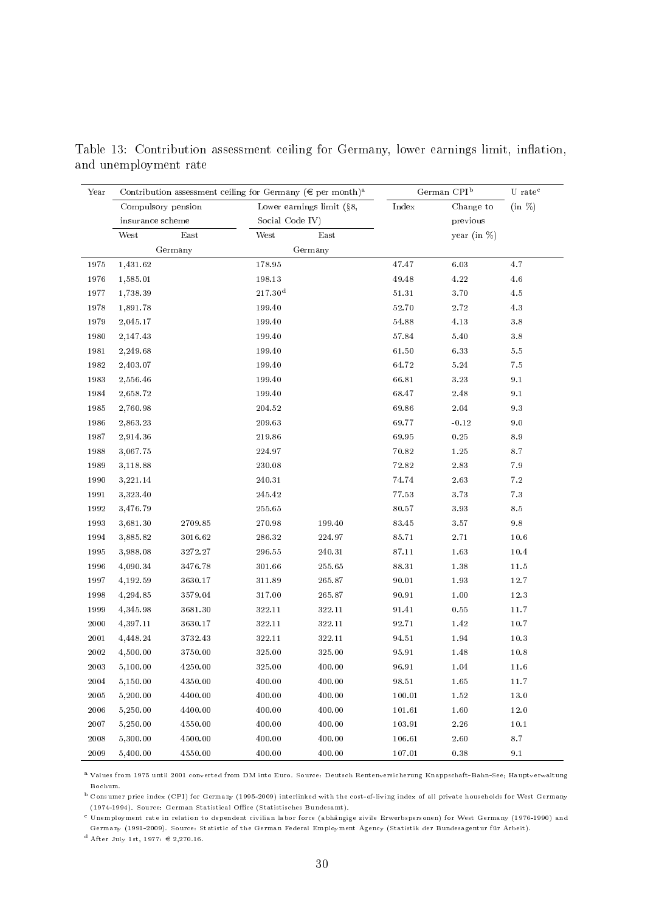Table 13: Contribution assessment ceiling for Germany, lower earnings limit, inflation, and unemployment rate

| Year | Contribution assessment ceiling for Germany (€ per month)[a] | | | | German CPI[b] | | U rate[c] |
|---|---|---|---|---|---|---|---|
| | Compulsory pension insurance scheme | | Lower earnings limit (§8, Social Code IV) | | Index | Change to previous year (in %) | (in %) |
| | West | East | West | East | | | |
| | Germany | | Germany | | | | |
| 1975 | 1,431.62 | | 178.95 | | 47.47 | 6.03 | 4.7 |
| 1976 | 1,585.01 | | 198.13 | | 49.48 | 4.22 | 4.6 |
| 1977 | 1,738.39 | | 217.30[d] | | 51.31 | 3.70 | 4.5 |
| 1978 | 1,891.78 | | 199.40 | | 52.70 | 2.72 | 4.3 |
| 1979 | 2,045.17 | | 199.40 | | 54.88 | 4.13 | 3.8 |
| 1980 | 2,147.43 | | 199.40 | | 57.84 | 5.40 | 3.8 |
| 1981 | 2,249.68 | | 199.40 | | 61.50 | 6.33 | 5.5 |
| 1982 | 2,403.07 | | 199.40 | | 64.72 | 5.24 | 7.5 |
| 1983 | 2,556.46 | | 199.40 | | 66.81 | 3.23 | 9.1 |
| 1984 | 2,658.72 | | 199.40 | | 68.47 | 2.48 | 9.1 |
| 1985 | 2,760.98 | | 204.52 | | 69.86 | 2.04 | 9.3 |
| 1986 | 2,863.23 | | 209.63 | | 69.77 | -0.12 | 9.0 |
| 1987 | 2,914.36 | | 219.86 | | 69.95 | 0.25 | 8.9 |
| 1988 | 3,067.75 | | 224.97 | | 70.82 | 1.25 | 8.7 |
| 1989 | 3,118.88 | | 230.08 | | 72.82 | 2.83 | 7.9 |
| 1990 | 3,221.14 | | 240.31 | | 74.74 | 2.63 | 7.2 |
| 1991 | 3,323.40 | | 245.42 | | 77.53 | 3.73 | 7.3 |
| 1992 | 3,476.79 | | 255.65 | | 80.57 | 3.93 | 8.5 |
| 1993 | 3,681.30 | 2709.85 | 270.98 | 199.40 | 83.45 | 3.57 | 9.8 |
| 1994 | 3,885.82 | 3016.62 | 286.32 | 224.97 | 85.71 | 2.71 | 10.6 |
| 1995 | 3,988.08 | 3272.27 | 296.55 | 240.31 | 87.11 | 1.63 | 10.4 |
| 1996 | 4,090.34 | 3476.78 | 301.66 | 255.65 | 88.31 | 1.38 | 11.5 |
| 1997 | 4,192.59 | 3630.17 | 311.89 | 265.87 | 90.01 | 1.93 | 12.7 |
| 1998 | 4,294.85 | 3579.04 | 317.00 | 265.87 | 90.91 | 1.00 | 12.3 |
| 1999 | 4,345.98 | 3681.30 | 322.11 | 322.11 | 91.41 | 0.55 | 11.7 |
| 2000 | 4,397.11 | 3630.17 | 322.11 | 322.11 | 92.71 | 1.42 | 10.7 |
| 2001 | 4,448.24 | 3732.43 | 322.11 | 322.11 | 94.51 | 1.94 | 10.3 |
| 2002 | 4,500.00 | 3750.00 | 325.00 | 325.00 | 95.91 | 1.48 | 10.8 |
| 2003 | 5,100.00 | 4250.00 | 325.00 | 400.00 | 96.91 | 1.04 | 11.6 |
| 2004 | 5,150.00 | 4350.00 | 400.00 | 400.00 | 98.51 | 1.65 | 11.7 |
| 2005 | 5,200.00 | 4400.00 | 400.00 | 400.00 | 100.01 | 1.52 | 13.0 |
| 2006 | 5,250.00 | 4400.00 | 400.00 | 400.00 | 101.61 | 1.60 | 12.0 |
| 2007 | 5,250.00 | 4550.00 | 400.00 | 400.00 | 103.91 | 2.26 | 10.1 |
| 2008 | 5,300.00 | 4500.00 | 400.00 | 400.00 | 106.61 | 2.60 | 8.7 |
| 2009 | 5,400.00 | 4550.00 | 400.00 | 400.00 | 107.01 | 0.38 | 9.1 |

[a] Values from 1975 until 2001 converted from DM into Euro. Source: Deutsch Rentenversicherung Knappschaft-Bahn-See; Hauptverwaltung Bochum.

[b] Consumer price index (CPI) for Germany (1995-2009) interlinked with the cost-of-living index of all private households for West Germany (1974-1994). Source: German Statistical Office (Statistisches Bundesamt).

[c] Unemployment rate in relation to dependent civilian labor force (abhängige zivile Erwerbspersonen) for West Germany (1976-1990) and Germany (1991-2009). Source: Statistic of the German Federal Employment Agency (Statistik der Bundesagentur für Arbeit).

[d] After July 1st, 1977: € 2,270.16.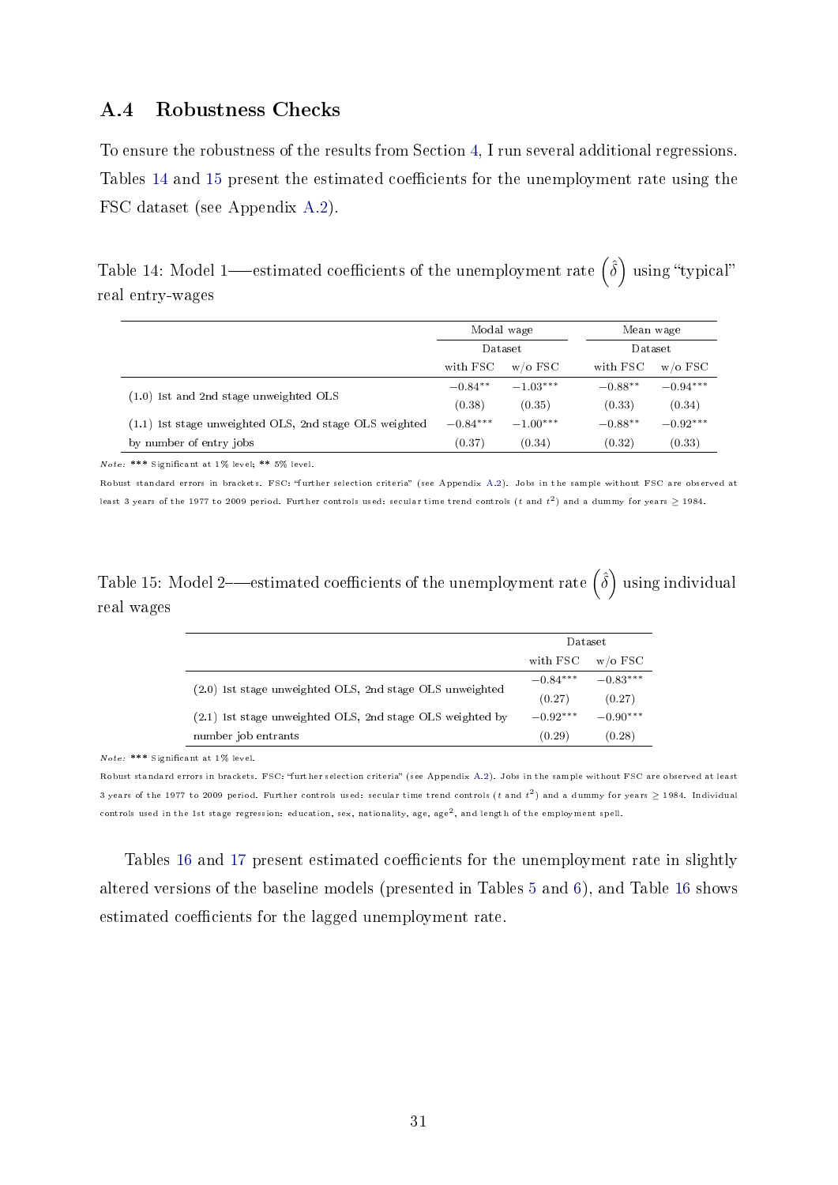## A.4 Robustness Checks

To ensure the robustness of the results from Section 4, I run several additional regressions. Tables 14 and 15 present the estimated coefficients for the unemployment rate using the FSC dataset (see Appendix A.2).

Table 14: Model 1—–estimated coefficients of the unemployment rate $\left(\hat{\delta}\right)$ using "typical" real entry-wages

| | Modal wage | | Mean wage | |
|---|---|---|---|---|
| | Dataset | | Dataset | |
| | with FSC | w/o FSC | with FSC | w/o FSC |
| (1.0) 1st and 2nd stage unweighted OLS | $-0.84^{**}$ | $-1.03^{***}$ | $-0.88^{**}$ | $-0.94^{***}$ |
| | (0.38) | (0.35) | (0.33) | (0.34) |
| (1.1) 1st stage unweighted OLS, 2nd stage OLS weighted by number of entry jobs | $-0.84^{***}$ | $-1.00^{***}$ | $-0.88^{**}$ | $-0.92^{***}$ |
| | (0.37) | (0.34) | (0.32) | (0.33) |

*Note:* \*\*\* Significant at 1% level; \*\* 5% level.

Robust standard errors in brackets. FSC: "further selection criteria" (see Appendix A.2). Jobs in the sample without FSC are observed at least 3 years of the 1977 to 2009 period. Further controls used: secular time trend controls ($t$ and $t^2$) and a dummy for years $\geq$ 1984.

Table 15: Model 2–—estimated coefficients of the unemployment rate $\left(\hat{\delta}\right)$ using individual real wages

| | Dataset | |
|---|---|---|
| | with FSC | w/o FSC |
| (2.0) 1st stage unweighted OLS, 2nd stage OLS unweighted | $-0.84^{***}$ | $-0.83^{***}$ |
| | (0.27) | (0.27) |
| (2.1) 1st stage unweighted OLS, 2nd stage OLS weighted by number job entrants | $-0.92^{***}$ | $-0.90^{***}$ |
| | (0.29) | (0.28) |

*Note:* \*\*\* Significant at 1% level.

Robust standard errors in brackets. FSC: "further selection criteria" (see Appendix A.2). Jobs in the sample without FSC are observed at least 3 years of the 1977 to 2009 period. Further controls used: secular time trend controls ($t$ and $t^2$) and a dummy for years $\geq$ 1984. Individual controls used in the 1st stage regression: education, sex, nationality, age, age$^2$, and length of the employment spell.

Tables 16 and 17 present estimated coefficients for the unemployment rate in slightly altered versions of the baseline models (presented in Tables 5 and 6), and Table 16 shows estimated coefficients for the lagged unemployment rate.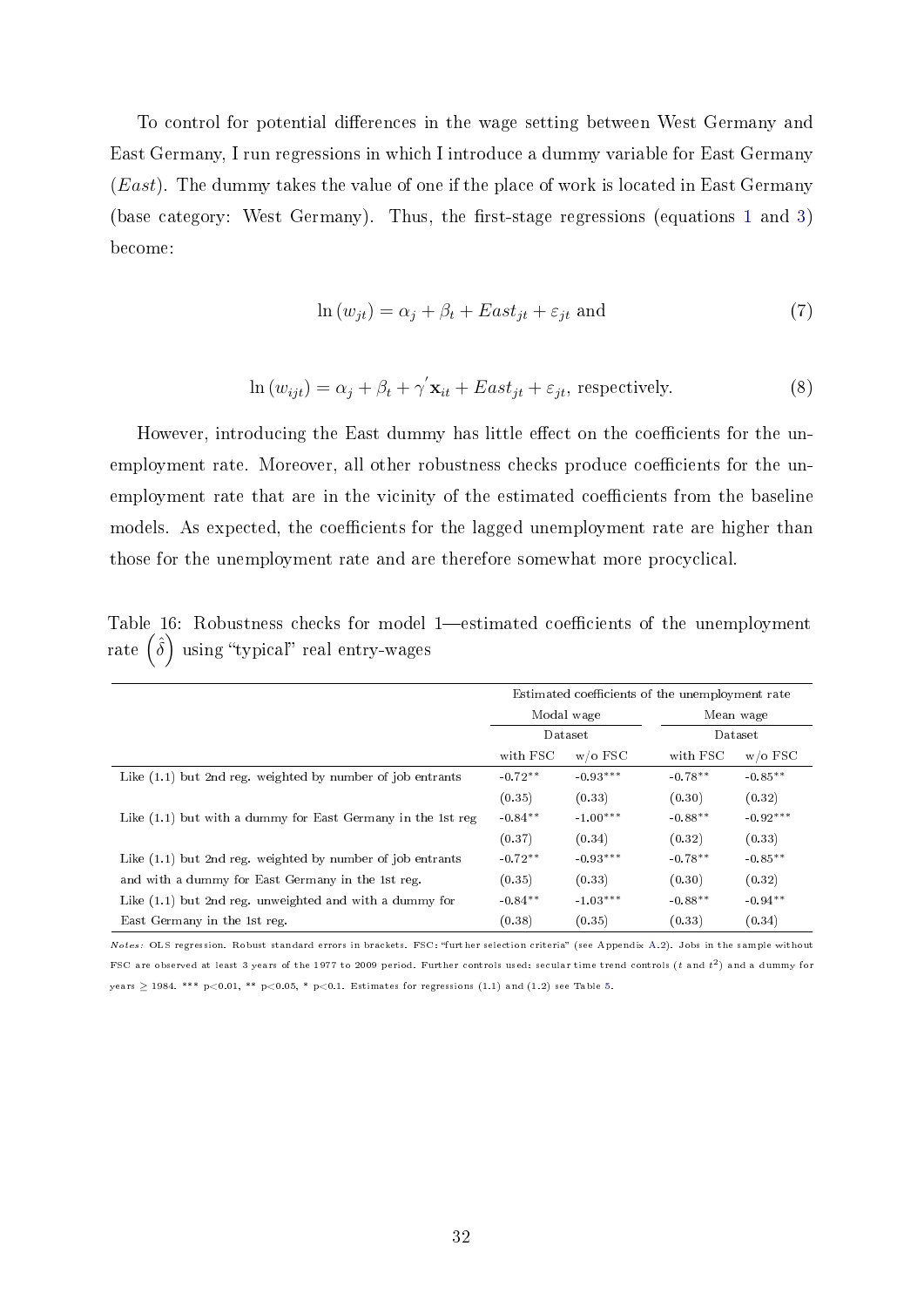To control for potential differences in the wage setting between West Germany and East Germany, I run regressions in which I introduce a dummy variable for East Germany ($East$). The dummy takes the value of one if the place of work is located in East Germany (base category: West Germany). Thus, the first-stage regressions (equations 1 and 3) become:

$$\ln(w_{jt}) = \alpha_j + \beta_t + East_{jt} + \varepsilon_{jt} \text{ and} \tag{7}$$

$$\ln(w_{ijt}) = \alpha_j + \beta_t + \gamma^{'}\mathbf{x}_{it} + East_{jt} + \varepsilon_{jt}, \text{ respectively.} \tag{8}$$

However, introducing the East dummy has little effect on the coefficients for the unemployment rate. Moreover, all other robustness checks produce coefficients for the unemployment rate that are in the vicinity of the estimated coefficients from the baseline models. As expected, the coefficients for the lagged unemployment rate are higher than those for the unemployment rate and are therefore somewhat more procyclical.

Table 16: Robustness checks for model 1—estimated coefficients of the unemployment rate $\left(\hat{\delta}\right)$ using "typical" real entry-wages

| | Estimated coefficients of the unemployment rate | | | |
|---|---|---|---|---|
| | Modal wage | | Mean wage | |
| | Dataset | | Dataset | |
| | with FSC | w/o FSC | with FSC | w/o FSC |
| Like (1.1) but 2nd reg. weighted by number of job entrants | -0.72** | -0.93*** | -0.78** | -0.85** |
| | (0.35) | (0.33) | (0.30) | (0.32) |
| Like (1.1) but with a dummy for East Germany in the 1st reg | -0.84** | -1.00*** | -0.88** | -0.92*** |
| | (0.37) | (0.34) | (0.32) | (0.33) |
| Like (1.1) but 2nd reg. weighted by number of job entrants and with a dummy for East Germany in the 1st reg. | -0.72** | -0.93*** | -0.78** | -0.85** |
| | (0.35) | (0.33) | (0.30) | (0.32) |
| Like (1.1) but 2nd reg. unweighted and with a dummy for East Germany in the 1st reg. | -0.84** | -1.03*** | -0.88** | -0.94** |
| | (0.38) | (0.35) | (0.33) | (0.34) |

*Notes:* OLS regression. Robust standard errors in brackets. FSC: "further selection criteria" (see Appendix A.2). Jobs in the sample without FSC are observed at least 3 years of the 1977 to 2009 period. Further controls used: secular time trend controls ($t$ and $t^2$) and a dummy for years $\geq$ 1984. *** $p<0.01$, ** $p<0.05$, * $p<0.1$. Estimates for regressions (1.1) and (1.2) see Table 5.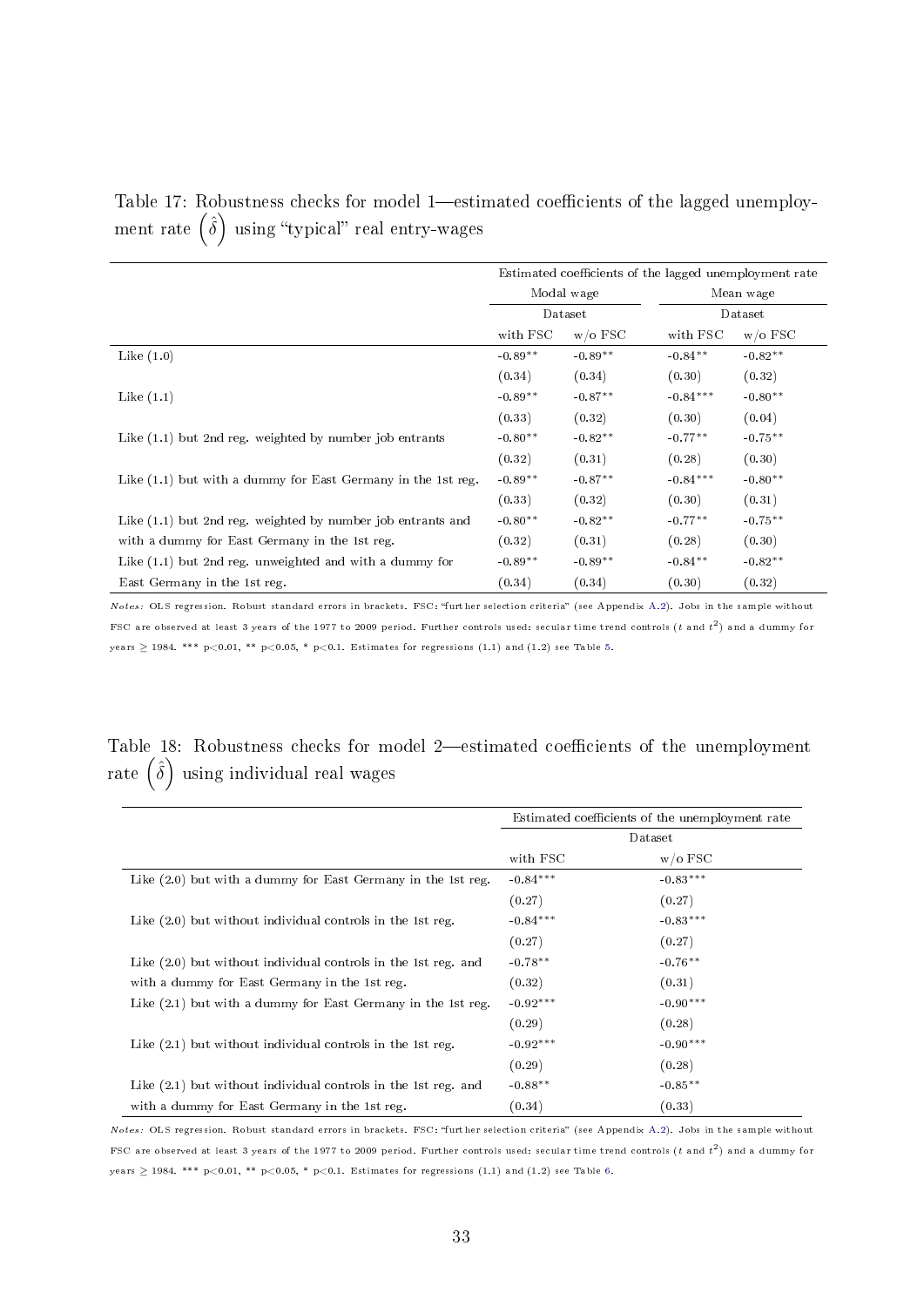Table 17: Robustness checks for model 1—estimated coefficients of the lagged unemployment rate $\left(\hat{\delta}\right)$ using "typical" real entry-wages

| | Estimated coefficients of the lagged unemployment rate | | | |
|---|---|---|---|---|
| | Modal wage | | Mean wage | |
| | Dataset | | Dataset | |
| | with FSC | w/o FSC | with FSC | w/o FSC |
| Like (1.0) | -0.89** | -0.89** | -0.84** | -0.82** |
| | (0.34) | (0.34) | (0.30) | (0.32) |
| Like (1.1) | -0.89** | -0.87** | -0.84*** | -0.80** |
| | (0.33) | (0.32) | (0.30) | (0.04) |
| Like (1.1) but 2nd reg. weighted by number job entrants | -0.80** | -0.82** | -0.77** | -0.75** |
| | (0.32) | (0.31) | (0.28) | (0.30) |
| Like (1.1) but with a dummy for East Germany in the 1st reg. | -0.89** | -0.87** | -0.84*** | -0.80** |
| | (0.33) | (0.32) | (0.30) | (0.31) |
| Like (1.1) but 2nd reg. weighted by number job entrants and with a dummy for East Germany in the 1st reg. | -0.80** | -0.82** | -0.77** | -0.75** |
| | (0.32) | (0.31) | (0.28) | (0.30) |
| Like (1.1) but 2nd reg. unweighted and with a dummy for East Germany in the 1st reg. | -0.89** | -0.89** | -0.84** | -0.82** |
| | (0.34) | (0.34) | (0.30) | (0.32) |

*Notes:* OLS regression. Robust standard errors in brackets. FSC: "further selection criteria" (see Appendix A.2). Jobs in the sample without FSC are observed at least 3 years of the 1977 to 2009 period. Further controls used: secular time trend controls ($t$ and $t^2$) and a dummy for years $\geq$ 1984. *** p<0.01, ** p<0.05, * p<0.1. Estimates for regressions (1.1) and (1.2) see Table 5.

Table 18: Robustness checks for model 2—estimated coefficients of the unemployment rate $\left(\hat{\delta}\right)$ using individual real wages

| | Estimated coefficients of the unemployment rate | |
|---|---|---|
| | Dataset | |
| | with FSC | w/o FSC |
| Like (2.0) but with a dummy for East Germany in the 1st reg. | -0.84*** | -0.83*** |
| | (0.27) | (0.27) |
| Like (2.0) but without individual controls in the 1st reg. | -0.84*** | -0.83*** |
| | (0.27) | (0.27) |
| Like (2.0) but without individual controls in the 1st reg. and with a dummy for East Germany in the 1st reg. | -0.78** | -0.76** |
| | (0.32) | (0.31) |
| Like (2.1) but with a dummy for East Germany in the 1st reg. | -0.92*** | -0.90*** |
| | (0.29) | (0.28) |
| Like (2.1) but without individual controls in the 1st reg. | -0.92*** | -0.90*** |
| | (0.29) | (0.28) |
| Like (2.1) but without individual controls in the 1st reg. and with a dummy for East Germany in the 1st reg. | -0.88** | -0.85** |
| | (0.34) | (0.33) |

*Notes:* OLS regression. Robust standard errors in brackets. FSC: "further selection criteria" (see Appendix A.2). Jobs in the sample without FSC are observed at least 3 years of the 1977 to 2009 period. Further controls used: secular time trend controls ($t$ and $t^2$) and a dummy for years $\geq$ 1984. *** p<0.01, ** p<0.05, * p<0.1. Estimates for regressions (1.1) and (1.2) see Table 6.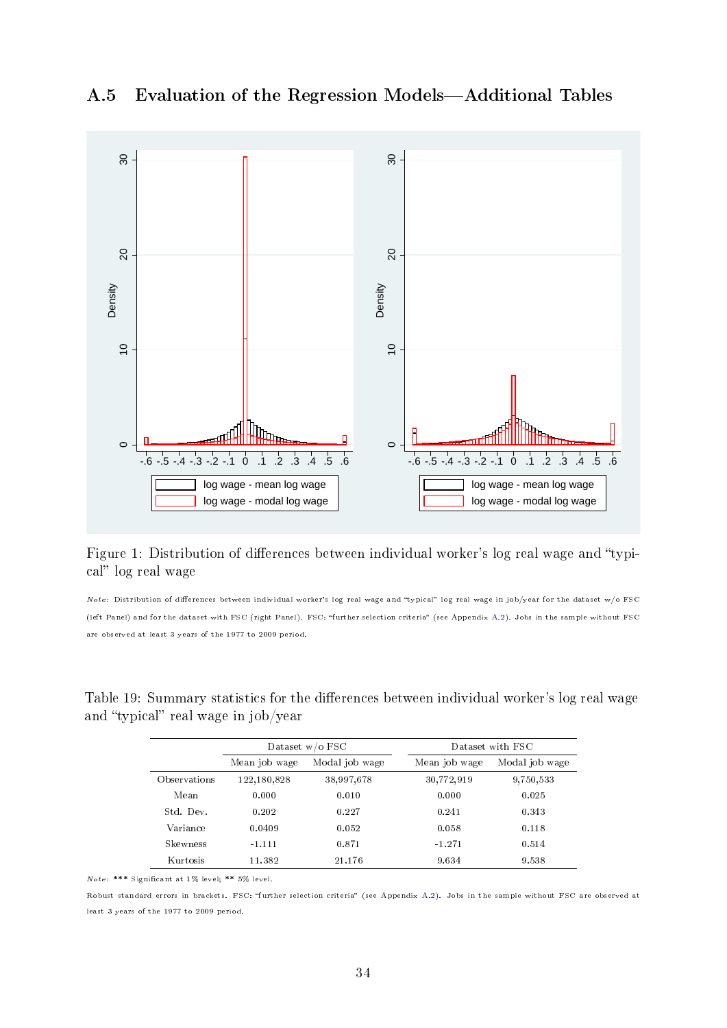## A.5 Evaluation of the Regression Models—Additional Tables

Density

30

20

10

0

-.6 -.5 -.4 -.3 -.2 -.1 0 .1 .2 .3 .4 .5 .6

log wage - mean log wage

log wage - modal log wage

Density

30

20

10

0

-.6 -.5 -.4 -.3 -.2 -.1 0 .1 .2 .3 .4 .5 .6

log wage - mean log wage

log wage - modal log wage

Figure 1: Distribution of differences between individual worker's log real wage and "typical" log real wage

*Note:* Distribution of differences between individual worker's log real wage and "typical" log real wage in job/year for the dataset w/o FSC (left Panel) and for the dataset with FSC (right Panel). FSC: "further selection criteria" (see Appendix A.2). Jobs in the sample without FSC are observed at least 3 years of the 1977 to 2009 period.

Table 19: Summary statistics for the differences between individual worker's log real wage and "typical" real wage in job/year

| | Dataset w/o FSC | | Dataset with FSC | |
|---|---|---|---|---|
| | Mean job wage | Modal job wage | Mean job wage | Modal job wage |
| Observations | 122,180,828 | 38,997,678 | 30,772,919 | 9,750,533 |
| Mean | 0.000 | 0.010 | 0.000 | 0.025 |
| Std. Dev. | 0.202 | 0.227 | 0.241 | 0.343 |
| Variance | 0.0409 | 0.052 | 0.058 | 0.118 |
| Skewness | -1.111 | 0.871 | -1.271 | 0.514 |
| Kurtosis | 11.382 | 21.176 | 9.634 | 9.538 |

*Note:* *** Significant at 1% level; ** 5% level.
Robust standard errors in brackets. FSC: "further selection criteria" (see Appendix A.2). Jobs in the sample without FSC are observed at least 3 years of the 1977 to 2009 period.